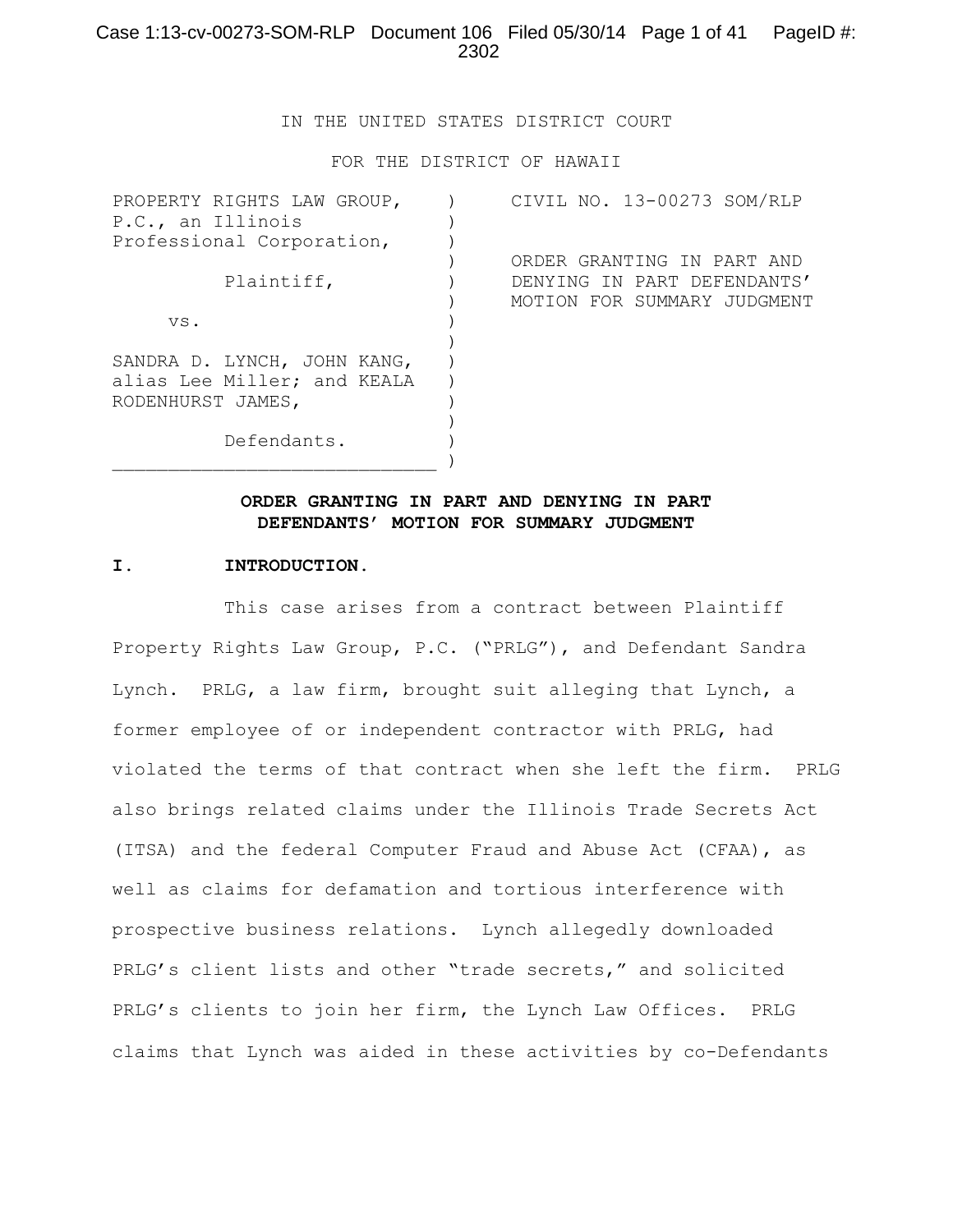IN THE UNITED STATES DISTRICT COURT

FOR THE DISTRICT OF HAWAII

| | | |
|---|---|---|
| PROPERTY RIGHTS LAW GROUP, P.C., an Illinois Professional Corporation, | ) | CIVIL NO. 13-00273 SOM/RLP |
| Plaintiff, | ) | ORDER GRANTING IN PART AND DENYING IN PART DEFENDANTS' MOTION FOR SUMMARY JUDGMENT |
| vs. | ) | |
| SANDRA D. LYNCH, JOHN KANG, alias Lee Miller; and KEALA RODENHURST JAMES, | ) | |
| Defendants. | ) | |

**ORDER GRANTING IN PART AND DENYING IN PART DEFENDANTS' MOTION FOR SUMMARY JUDGMENT**

## I. INTRODUCTION.

This case arises from a contract between Plaintiff Property Rights Law Group, P.C. ("PRLG"), and Defendant Sandra Lynch. PRLG, a law firm, brought suit alleging that Lynch, a former employee of or independent contractor with PRLG, had violated the terms of that contract when she left the firm. PRLG also brings related claims under the Illinois Trade Secrets Act (ITSA) and the federal Computer Fraud and Abuse Act (CFAA), as well as claims for defamation and tortious interference with prospective business relations. Lynch allegedly downloaded PRLG's client lists and other "trade secrets," and solicited PRLG's clients to join her firm, the Lynch Law Offices. PRLG claims that Lynch was aided in these activities by co-Defendants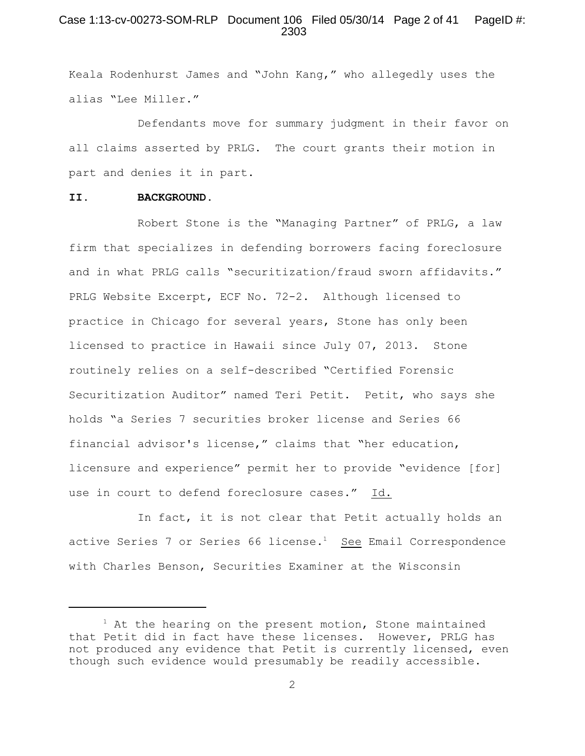Keala Rodenhurst James and "John Kang," who allegedly uses the alias "Lee Miller."

Defendants move for summary judgment in their favor on all claims asserted by PRLG. The court grants their motion in part and denies it in part.

## II. BACKGROUND.

Robert Stone is the "Managing Partner" of PRLG, a law firm that specializes in defending borrowers facing foreclosure and in what PRLG calls "securitization/fraud sworn affidavits." PRLG Website Excerpt, ECF No. 72-2. Although licensed to practice in Chicago for several years, Stone has only been licensed to practice in Hawaii since July 07, 2013. Stone routinely relies on a self-described "Certified Forensic Securitization Auditor" named Teri Petit. Petit, who says she holds "a Series 7 securities broker license and Series 66 financial advisor's license," claims that "her education, licensure and experience" permit her to provide "evidence [for] use in court to defend foreclosure cases." Id.

In fact, it is not clear that Petit actually holds an active Series 7 or Series 66 license.[1] See Email Correspondence with Charles Benson, Securities Examiner at the Wisconsin

[1] At the hearing on the present motion, Stone maintained that Petit did in fact have these licenses. However, PRLG has not produced any evidence that Petit is currently licensed, even though such evidence would presumably be readily accessible.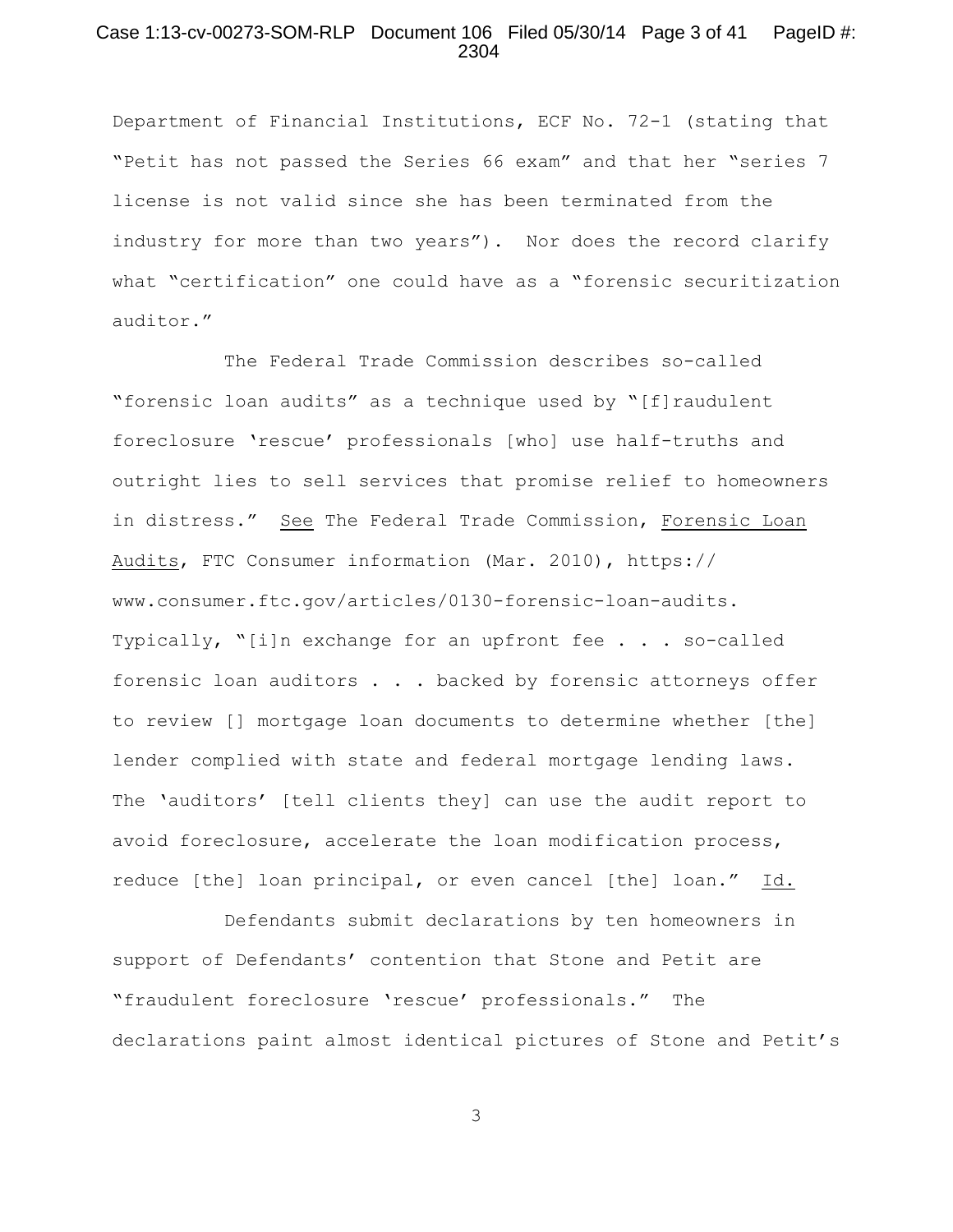Department of Financial Institutions, ECF No. 72-1 (stating that "Petit has not passed the Series 66 exam" and that her "series 7 license is not valid since she has been terminated from the industry for more than two years"). Nor does the record clarify what "certification" one could have as a "forensic securitization auditor."

The Federal Trade Commission describes so-called "forensic loan audits" as a technique used by "[f]raudulent foreclosure 'rescue' professionals [who] use half-truths and outright lies to sell services that promise relief to homeowners in distress." See The Federal Trade Commission, Forensic Loan Audits, FTC Consumer information (Mar. 2010), https://www.consumer.ftc.gov/articles/0130-forensic-loan-audits. Typically, "[i]n exchange for an upfront fee . . . so-called forensic loan auditors . . . backed by forensic attorneys offer to review [] mortgage loan documents to determine whether [the] lender complied with state and federal mortgage lending laws. The 'auditors' [tell clients they] can use the audit report to avoid foreclosure, accelerate the loan modification process, reduce [the] loan principal, or even cancel [the] loan." Id.

Defendants submit declarations by ten homeowners in support of Defendants' contention that Stone and Petit are "fraudulent foreclosure 'rescue' professionals." The declarations paint almost identical pictures of Stone and Petit's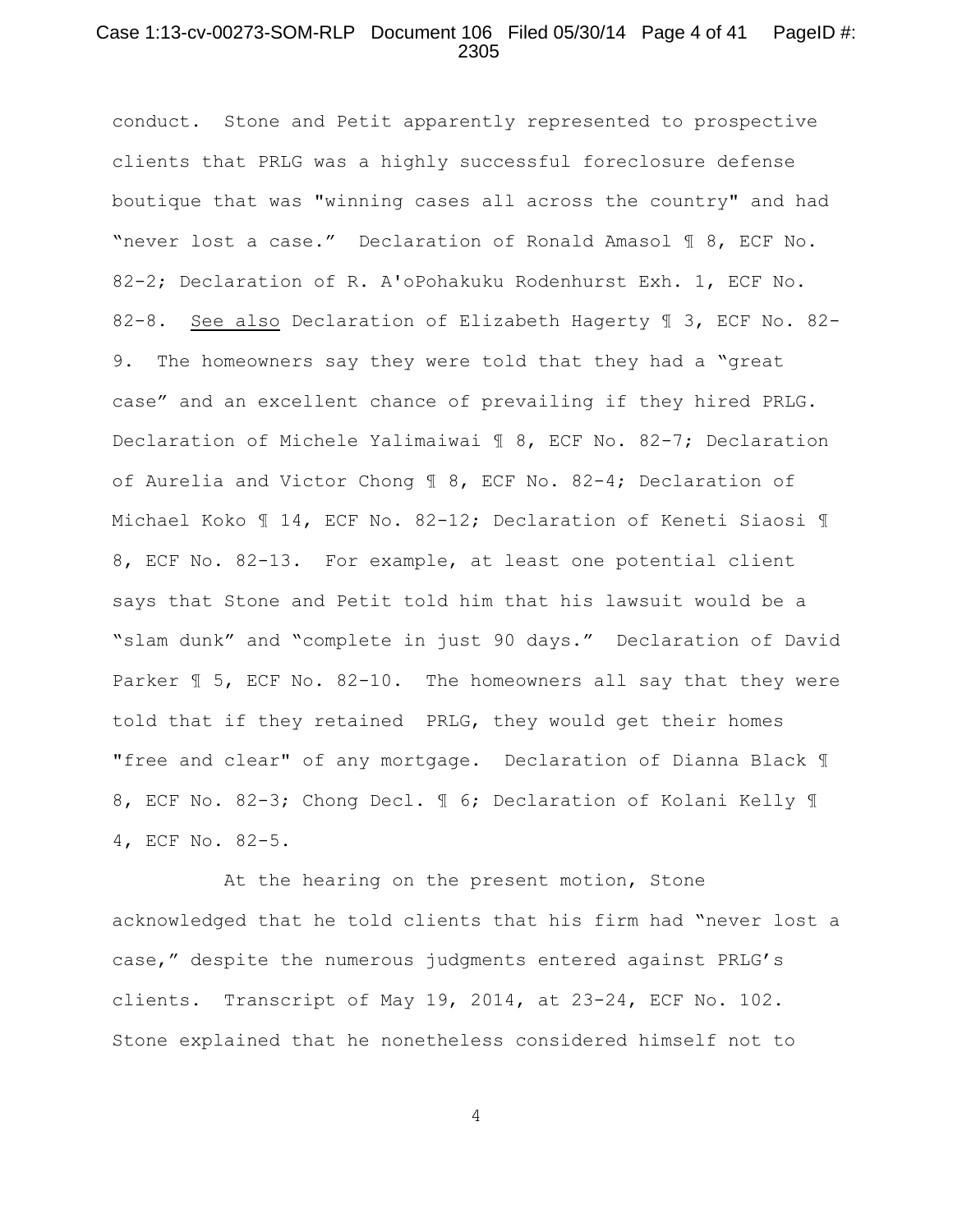conduct. Stone and Petit apparently represented to prospective clients that PRLG was a highly successful foreclosure defense boutique that was "winning cases all across the country" and had "never lost a case." Declaration of Ronald Amasol ¶ 8, ECF No. 82-2; Declaration of R. A'oPohakuku Rodenhurst Exh. 1, ECF No. 82-8. See also Declaration of Elizabeth Hagerty ¶ 3, ECF No. 82-9. The homeowners say they were told that they had a "great case" and an excellent chance of prevailing if they hired PRLG. Declaration of Michele Yalimaiwai ¶ 8, ECF No. 82-7; Declaration of Aurelia and Victor Chong ¶ 8, ECF No. 82-4; Declaration of Michael Koko ¶ 14, ECF No. 82-12; Declaration of Keneti Siaosi ¶ 8, ECF No. 82-13. For example, at least one potential client says that Stone and Petit told him that his lawsuit would be a "slam dunk" and "complete in just 90 days." Declaration of David Parker ¶ 5, ECF No. 82-10. The homeowners all say that they were told that if they retained PRLG, they would get their homes "free and clear" of any mortgage. Declaration of Dianna Black ¶ 8, ECF No. 82-3; Chong Decl. ¶ 6; Declaration of Kolani Kelly ¶ 4, ECF No. 82-5.

At the hearing on the present motion, Stone acknowledged that he told clients that his firm had "never lost a case," despite the numerous judgments entered against PRLG's clients. Transcript of May 19, 2014, at 23-24, ECF No. 102. Stone explained that he nonetheless considered himself not to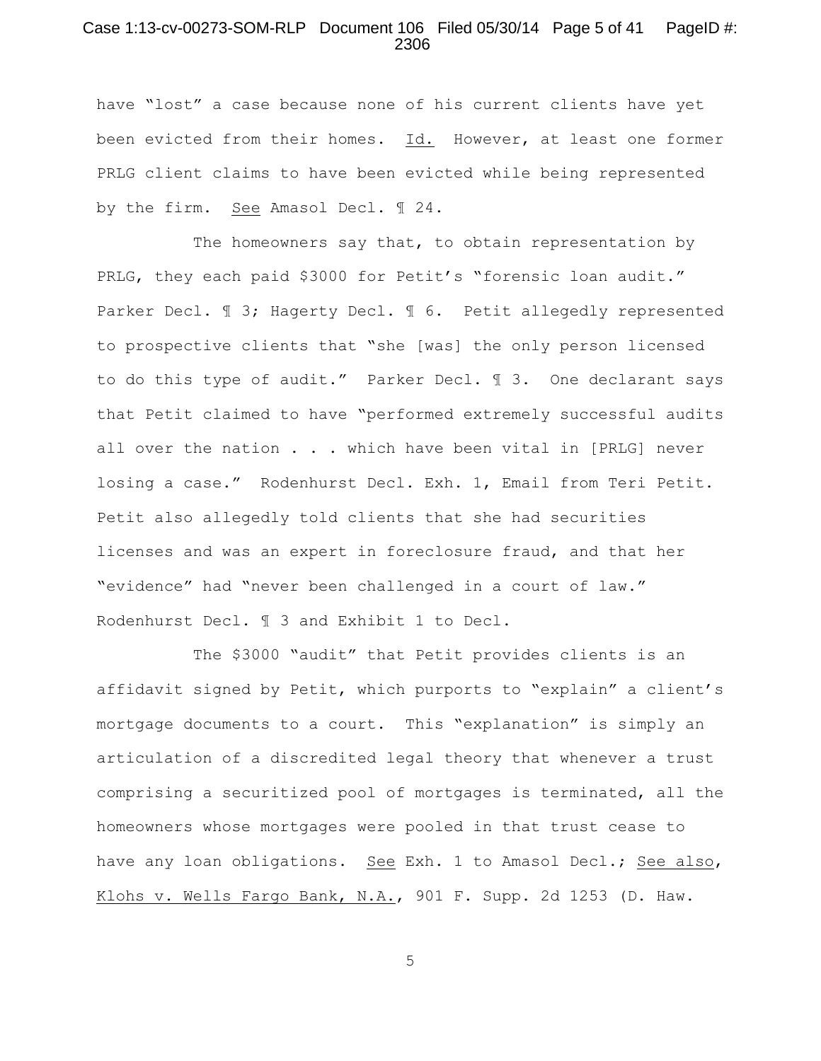have "lost" a case because none of his current clients have yet been evicted from their homes. Id. However, at least one former PRLG client claims to have been evicted while being represented by the firm. See Amasol Decl. ¶ 24.

The homeowners say that, to obtain representation by PRLG, they each paid $3000 for Petit's "forensic loan audit." Parker Decl. ¶ 3; Hagerty Decl. ¶ 6. Petit allegedly represented to prospective clients that "she [was] the only person licensed to do this type of audit." Parker Decl. ¶ 3. One declarant says that Petit claimed to have "performed extremely successful audits all over the nation . . . which have been vital in [PRLG] never losing a case." Rodenhurst Decl. Exh. 1, Email from Teri Petit. Petit also allegedly told clients that she had securities licenses and was an expert in foreclosure fraud, and that her "evidence" had "never been challenged in a court of law." Rodenhurst Decl. ¶ 3 and Exhibit 1 to Decl.

The $3000 "audit" that Petit provides clients is an affidavit signed by Petit, which purports to "explain" a client's mortgage documents to a court. This "explanation" is simply an articulation of a discredited legal theory that whenever a trust comprising a securitized pool of mortgages is terminated, all the homeowners whose mortgages were pooled in that trust cease to have any loan obligations. See Exh. 1 to Amasol Decl.; See also, Klohs v. Wells Fargo Bank, N.A., 901 F. Supp. 2d 1253 (D. Haw.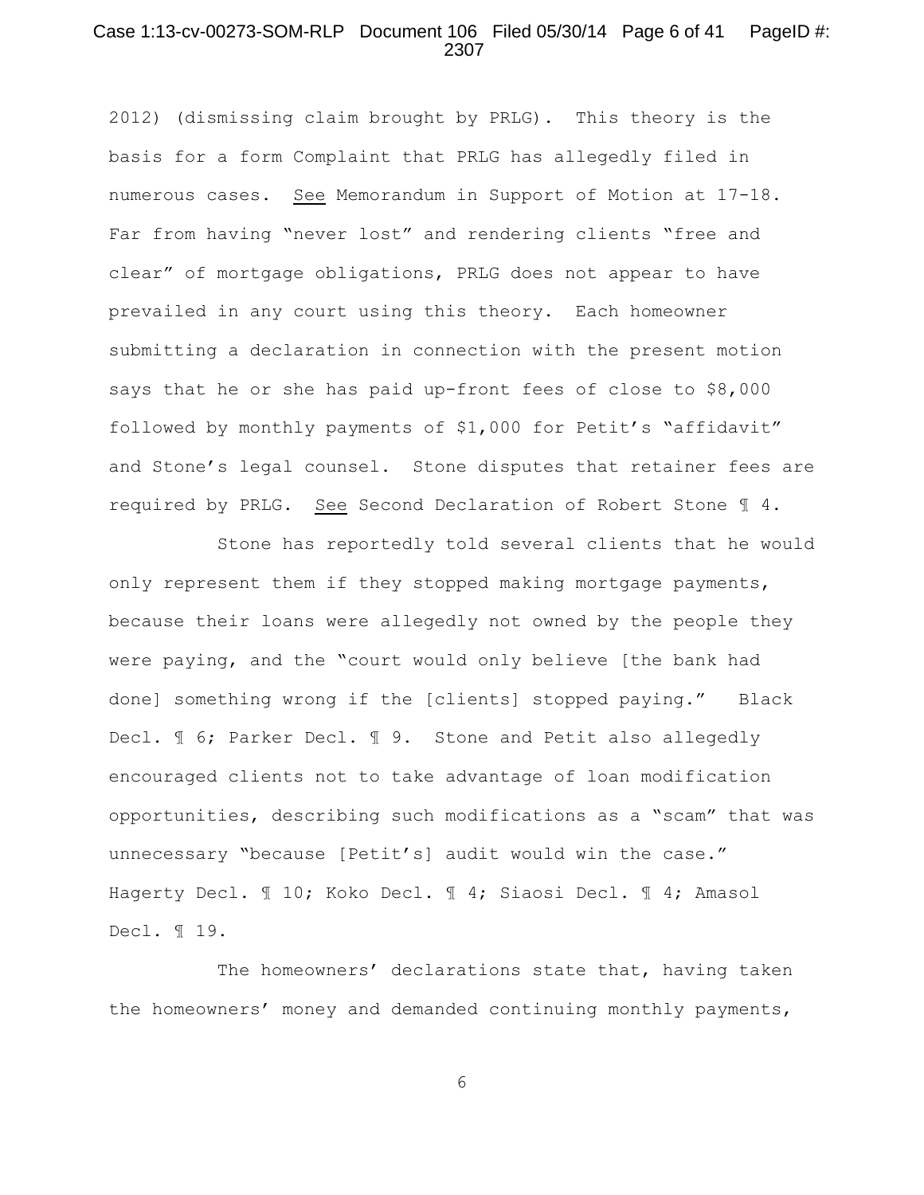2012) (dismissing claim brought by PRLG). This theory is the basis for a form Complaint that PRLG has allegedly filed in numerous cases. See Memorandum in Support of Motion at 17-18. Far from having "never lost" and rendering clients "free and clear" of mortgage obligations, PRLG does not appear to have prevailed in any court using this theory. Each homeowner submitting a declaration in connection with the present motion says that he or she has paid up-front fees of close to $8,000 followed by monthly payments of $1,000 for Petit's "affidavit" and Stone's legal counsel. Stone disputes that retainer fees are required by PRLG. See Second Declaration of Robert Stone ¶ 4.

Stone has reportedly told several clients that he would only represent them if they stopped making mortgage payments, because their loans were allegedly not owned by the people they were paying, and the "court would only believe [the bank had done] something wrong if the [clients] stopped paying." Black Decl. ¶ 6; Parker Decl. ¶ 9. Stone and Petit also allegedly encouraged clients not to take advantage of loan modification opportunities, describing such modifications as a "scam" that was unnecessary "because [Petit's] audit would win the case." Hagerty Decl. ¶ 10; Koko Decl. ¶ 4; Siaosi Decl. ¶ 4; Amasol Decl. ¶ 19.

The homeowners' declarations state that, having taken the homeowners' money and demanded continuing monthly payments,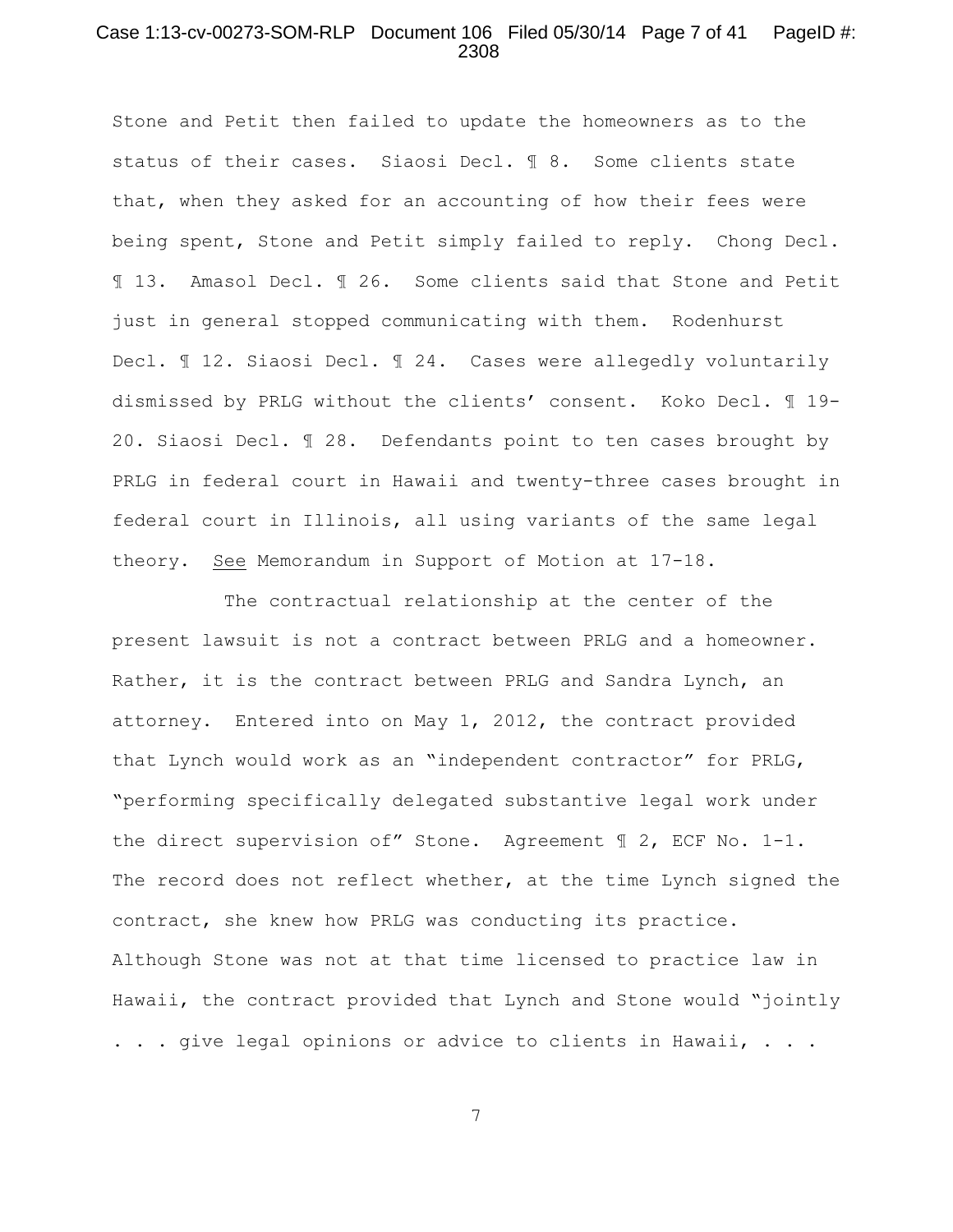Stone and Petit then failed to update the homeowners as to the status of their cases. Siaosi Decl. ¶ 8. Some clients state that, when they asked for an accounting of how their fees were being spent, Stone and Petit simply failed to reply. Chong Decl. ¶ 13. Amasol Decl. ¶ 26. Some clients said that Stone and Petit just in general stopped communicating with them. Rodenhurst Decl. ¶ 12. Siaosi Decl. ¶ 24. Cases were allegedly voluntarily dismissed by PRLG without the clients' consent. Koko Decl. ¶ 19-20. Siaosi Decl. ¶ 28. Defendants point to ten cases brought by PRLG in federal court in Hawaii and twenty-three cases brought in federal court in Illinois, all using variants of the same legal theory. See Memorandum in Support of Motion at 17-18.

The contractual relationship at the center of the present lawsuit is not a contract between PRLG and a homeowner. Rather, it is the contract between PRLG and Sandra Lynch, an attorney. Entered into on May 1, 2012, the contract provided that Lynch would work as an "independent contractor" for PRLG, "performing specifically delegated substantive legal work under the direct supervision of" Stone. Agreement ¶ 2, ECF No. 1-1. The record does not reflect whether, at the time Lynch signed the contract, she knew how PRLG was conducting its practice. Although Stone was not at that time licensed to practice law in Hawaii, the contract provided that Lynch and Stone would "jointly . . . give legal opinions or advice to clients in Hawaii, . . .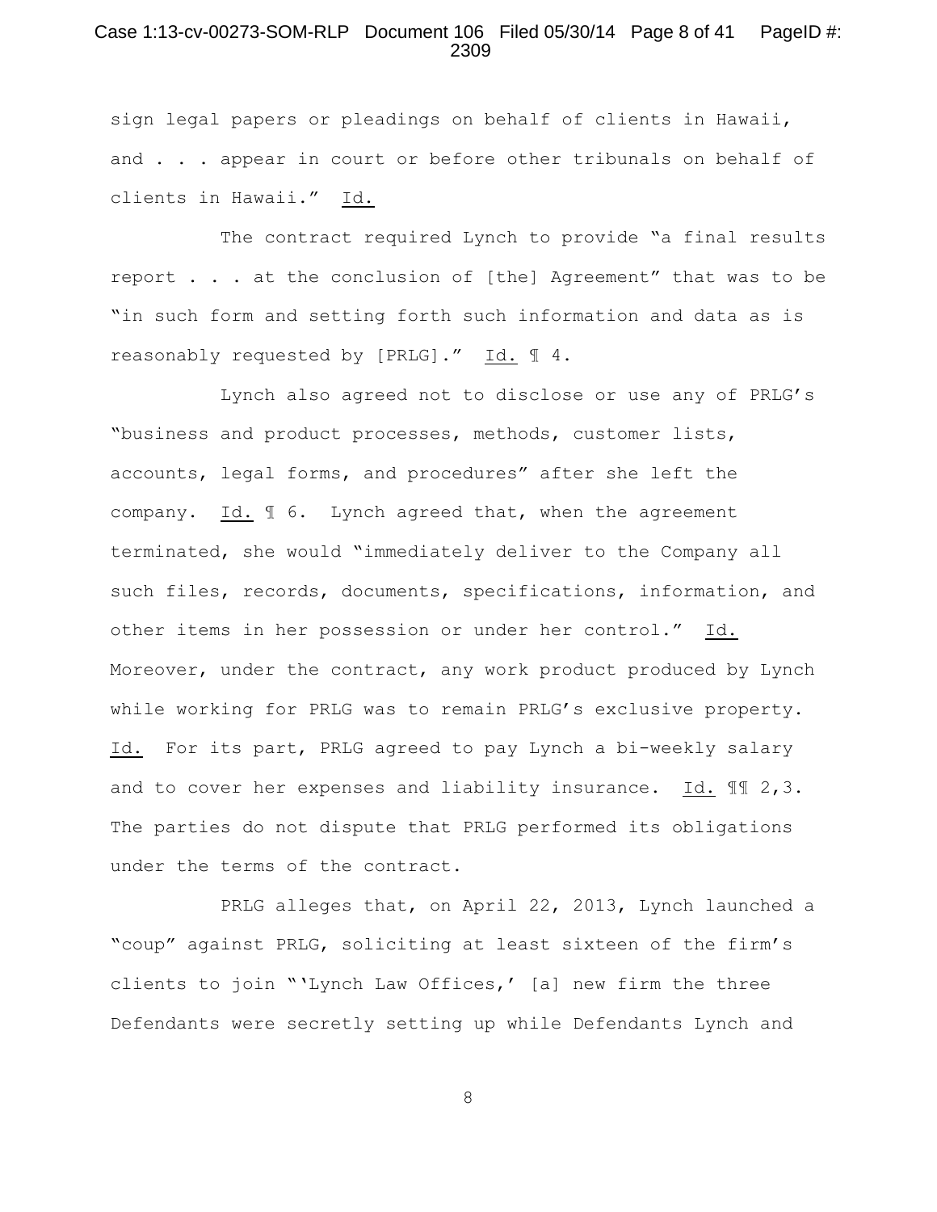sign legal papers or pleadings on behalf of clients in Hawaii, and . . . appear in court or before other tribunals on behalf of clients in Hawaii." Id.

The contract required Lynch to provide "a final results report . . . at the conclusion of [the] Agreement" that was to be "in such form and setting forth such information and data as is reasonably requested by [PRLG]." Id. ¶ 4.

Lynch also agreed not to disclose or use any of PRLG's "business and product processes, methods, customer lists, accounts, legal forms, and procedures" after she left the company. Id. ¶ 6. Lynch agreed that, when the agreement terminated, she would "immediately deliver to the Company all such files, records, documents, specifications, information, and other items in her possession or under her control." Id. Moreover, under the contract, any work product produced by Lynch while working for PRLG was to remain PRLG's exclusive property. Id. For its part, PRLG agreed to pay Lynch a bi-weekly salary and to cover her expenses and liability insurance. Id. ¶¶ 2,3. The parties do not dispute that PRLG performed its obligations under the terms of the contract.

PRLG alleges that, on April 22, 2013, Lynch launched a "coup" against PRLG, soliciting at least sixteen of the firm's clients to join "'Lynch Law Offices,' [a] new firm the three Defendants were secretly setting up while Defendants Lynch and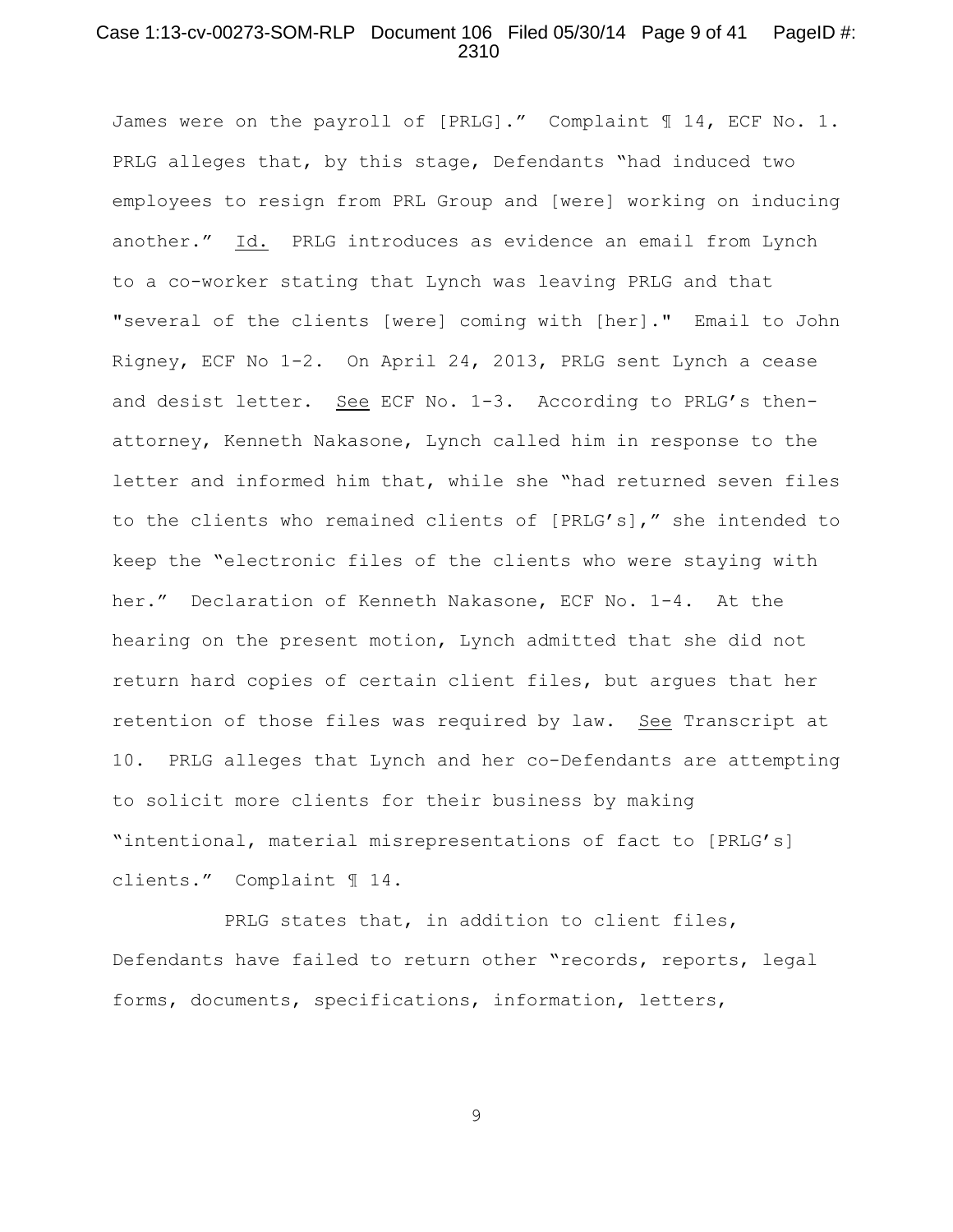James were on the payroll of [PRLG]." Complaint ¶ 14, ECF No. 1. PRLG alleges that, by this stage, Defendants "had induced two employees to resign from PRL Group and [were] working on inducing another." Id. PRLG introduces as evidence an email from Lynch to a co-worker stating that Lynch was leaving PRLG and that "several of the clients [were] coming with [her]." Email to John Rigney, ECF No 1-2. On April 24, 2013, PRLG sent Lynch a cease and desist letter. See ECF No. 1-3. According to PRLG's then-attorney, Kenneth Nakasone, Lynch called him in response to the letter and informed him that, while she "had returned seven files to the clients who remained clients of [PRLG's]," she intended to keep the "electronic files of the clients who were staying with her." Declaration of Kenneth Nakasone, ECF No. 1-4. At the hearing on the present motion, Lynch admitted that she did not return hard copies of certain client files, but argues that her retention of those files was required by law. See Transcript at 10. PRLG alleges that Lynch and her co-Defendants are attempting to solicit more clients for their business by making "intentional, material misrepresentations of fact to [PRLG's] clients." Complaint ¶ 14.

PRLG states that, in addition to client files, Defendants have failed to return other "records, reports, legal forms, documents, specifications, information, letters,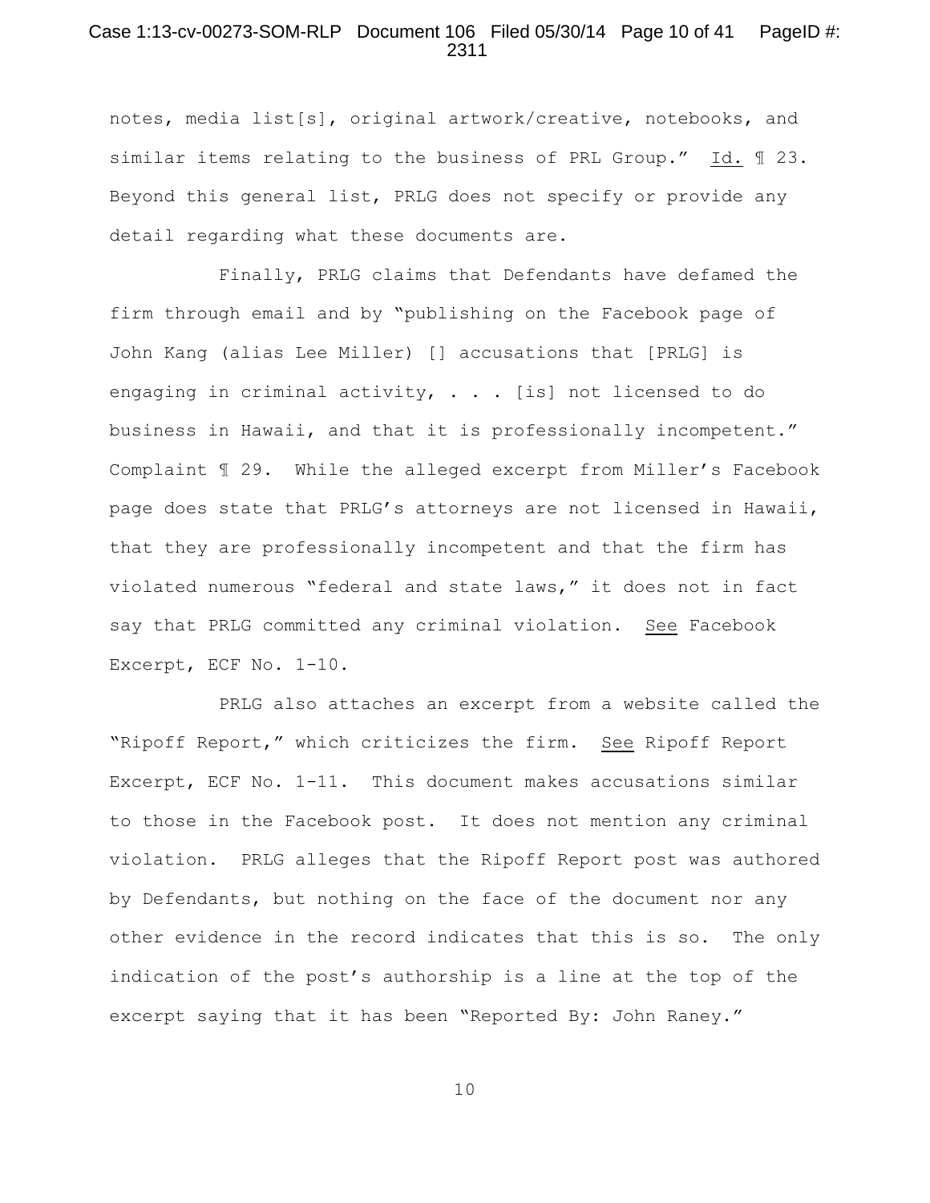notes, media list[s], original artwork/creative, notebooks, and similar items relating to the business of PRL Group." Id. ¶ 23. Beyond this general list, PRLG does not specify or provide any detail regarding what these documents are.

Finally, PRLG claims that Defendants have defamed the firm through email and by "publishing on the Facebook page of John Kang (alias Lee Miller) [] accusations that [PRLG] is engaging in criminal activity, . . . [is] not licensed to do business in Hawaii, and that it is professionally incompetent." Complaint ¶ 29. While the alleged excerpt from Miller's Facebook page does state that PRLG's attorneys are not licensed in Hawaii, that they are professionally incompetent and that the firm has violated numerous "federal and state laws," it does not in fact say that PRLG committed any criminal violation. See Facebook Excerpt, ECF No. 1-10.

PRLG also attaches an excerpt from a website called the "Ripoff Report," which criticizes the firm. See Ripoff Report Excerpt, ECF No. 1-11. This document makes accusations similar to those in the Facebook post. It does not mention any criminal violation. PRLG alleges that the Ripoff Report post was authored by Defendants, but nothing on the face of the document nor any other evidence in the record indicates that this is so. The only indication of the post's authorship is a line at the top of the excerpt saying that it has been "Reported By: John Raney."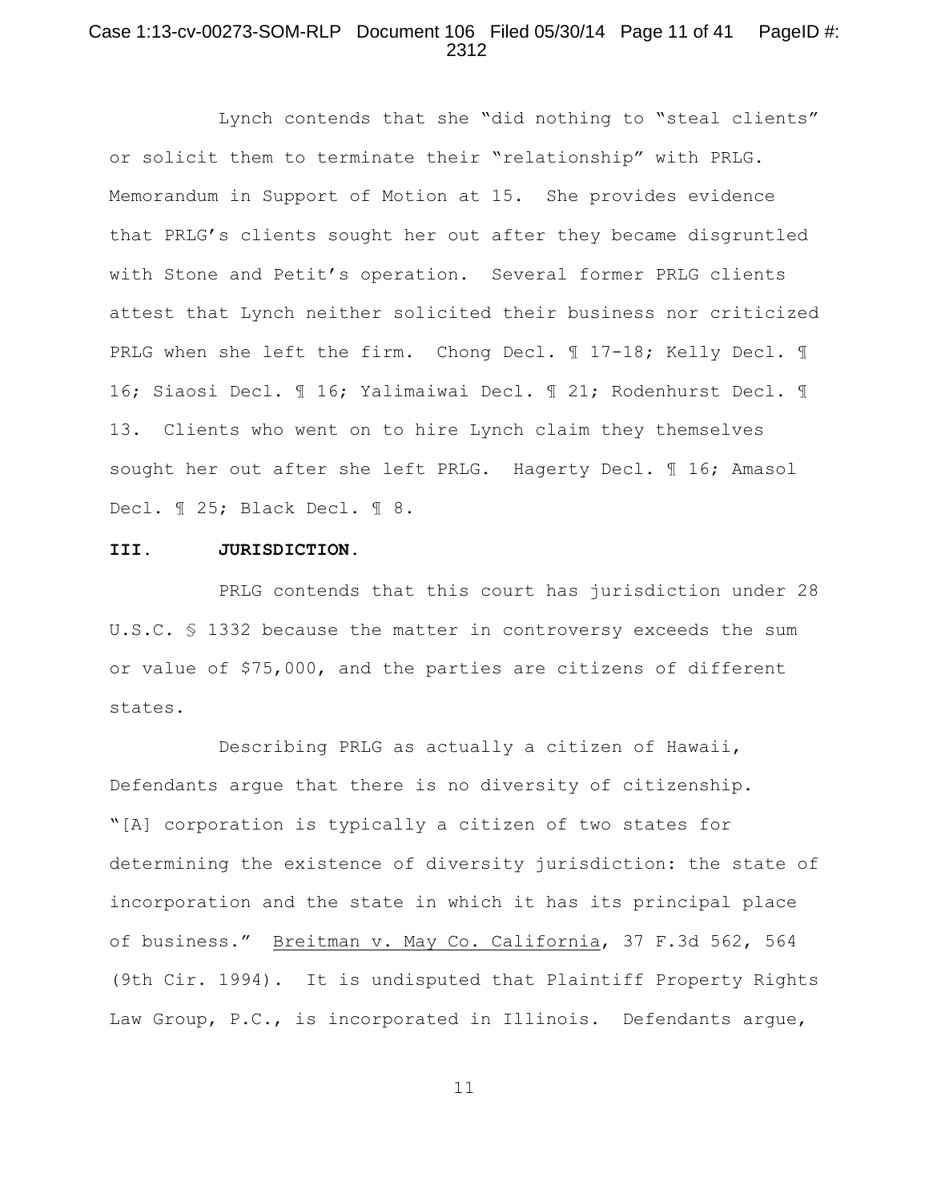Lynch contends that she "did nothing to "steal clients" or solicit them to terminate their "relationship" with PRLG. Memorandum in Support of Motion at 15. She provides evidence that PRLG's clients sought her out after they became disgruntled with Stone and Petit's operation. Several former PRLG clients attest that Lynch neither solicited their business nor criticized PRLG when she left the firm. Chong Decl. ¶ 17-18; Kelly Decl. ¶ 16; Siaosi Decl. ¶ 16; Yalimaiwai Decl. ¶ 21; Rodenhurst Decl. ¶ 13. Clients who went on to hire Lynch claim they themselves sought her out after she left PRLG. Hagerty Decl. ¶ 16; Amasol Decl. ¶ 25; Black Decl. ¶ 8.

**III. JURISDICTION.**

PRLG contends that this court has jurisdiction under 28 U.S.C. § 1332 because the matter in controversy exceeds the sum or value of $75,000, and the parties are citizens of different states.

Describing PRLG as actually a citizen of Hawaii, Defendants argue that there is no diversity of citizenship. "[A] corporation is typically a citizen of two states for determining the existence of diversity jurisdiction: the state of incorporation and the state in which it has its principal place of business." Breitman v. May Co. California, 37 F.3d 562, 564 (9th Cir. 1994). It is undisputed that Plaintiff Property Rights Law Group, P.C., is incorporated in Illinois. Defendants argue,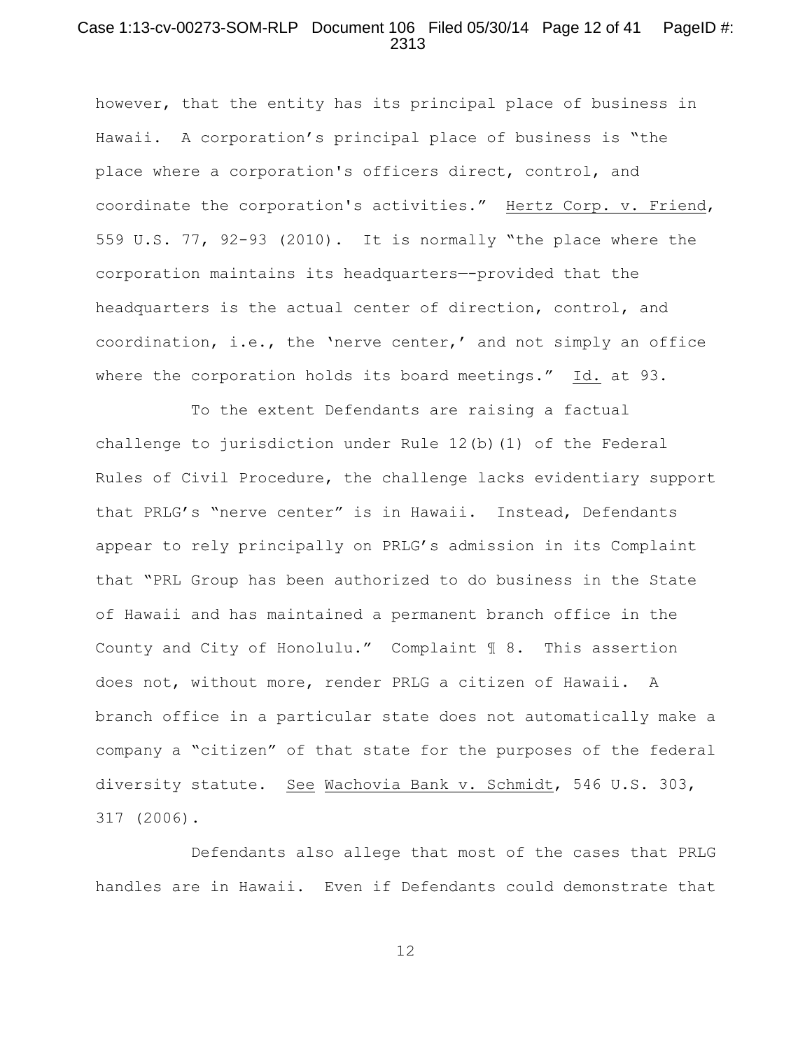however, that the entity has its principal place of business in Hawaii. A corporation's principal place of business is "the place where a corporation's officers direct, control, and coordinate the corporation's activities." Hertz Corp. v. Friend, 559 U.S. 77, 92-93 (2010). It is normally "the place where the corporation maintains its headquarters—-provided that the headquarters is the actual center of direction, control, and coordination, i.e., the 'nerve center,' and not simply an office where the corporation holds its board meetings." Id. at 93.

To the extent Defendants are raising a factual challenge to jurisdiction under Rule 12(b)(1) of the Federal Rules of Civil Procedure, the challenge lacks evidentiary support that PRLG's "nerve center" is in Hawaii. Instead, Defendants appear to rely principally on PRLG's admission in its Complaint that "PRL Group has been authorized to do business in the State of Hawaii and has maintained a permanent branch office in the County and City of Honolulu." Complaint ¶ 8. This assertion does not, without more, render PRLG a citizen of Hawaii. A branch office in a particular state does not automatically make a company a "citizen" of that state for the purposes of the federal diversity statute. See Wachovia Bank v. Schmidt, 546 U.S. 303, 317 (2006).

Defendants also allege that most of the cases that PRLG handles are in Hawaii. Even if Defendants could demonstrate that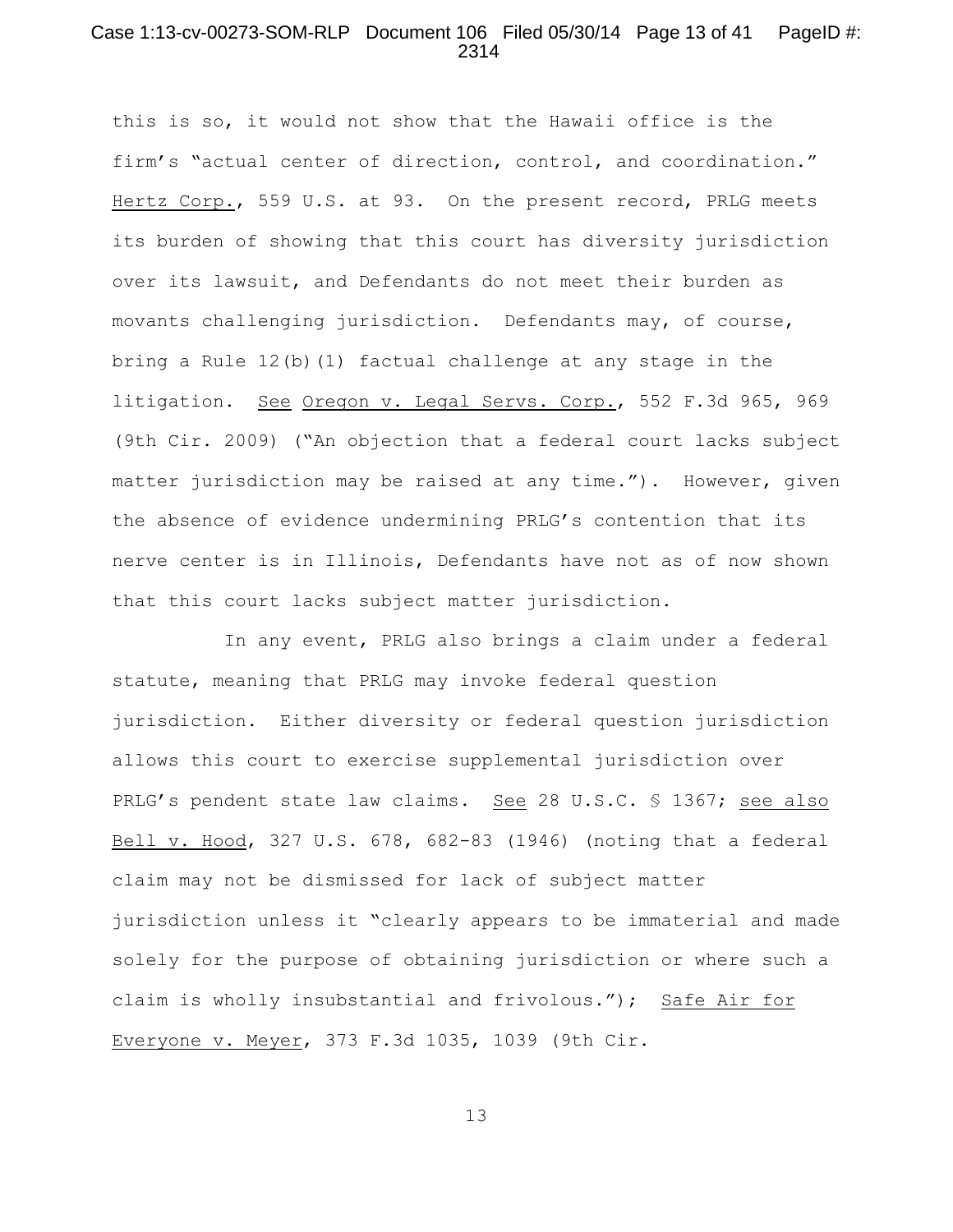this is so, it would not show that the Hawaii office is the firm's "actual center of direction, control, and coordination." Hertz Corp., 559 U.S. at 93. On the present record, PRLG meets its burden of showing that this court has diversity jurisdiction over its lawsuit, and Defendants do not meet their burden as movants challenging jurisdiction. Defendants may, of course, bring a Rule 12(b)(1) factual challenge at any stage in the litigation. See Oregon v. Legal Servs. Corp., 552 F.3d 965, 969 (9th Cir. 2009) ("An objection that a federal court lacks subject matter jurisdiction may be raised at any time."). However, given the absence of evidence undermining PRLG's contention that its nerve center is in Illinois, Defendants have not as of now shown that this court lacks subject matter jurisdiction.

In any event, PRLG also brings a claim under a federal statute, meaning that PRLG may invoke federal question jurisdiction. Either diversity or federal question jurisdiction allows this court to exercise supplemental jurisdiction over PRLG's pendent state law claims. See 28 U.S.C. § 1367; see also Bell v. Hood, 327 U.S. 678, 682-83 (1946) (noting that a federal claim may not be dismissed for lack of subject matter jurisdiction unless it "clearly appears to be immaterial and made solely for the purpose of obtaining jurisdiction or where such a claim is wholly insubstantial and frivolous."); Safe Air for Everyone v. Meyer, 373 F.3d 1035, 1039 (9th Cir.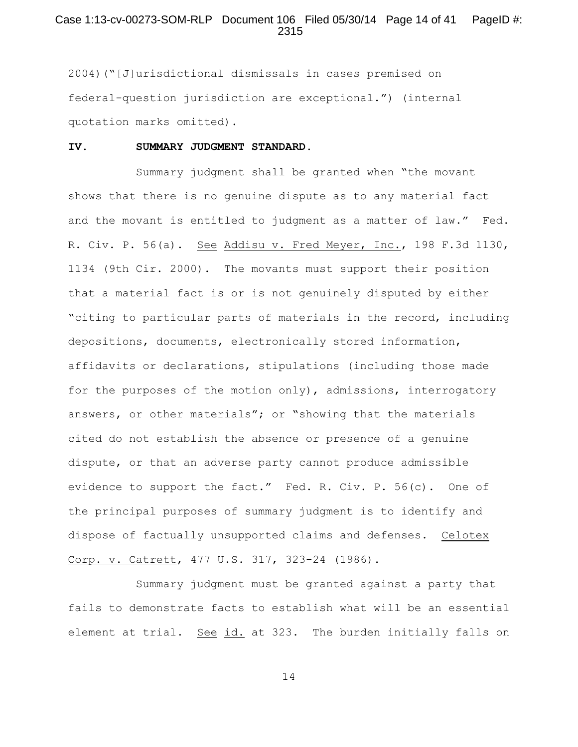2004)("[J]urisdictional dismissals in cases premised on federal-question jurisdiction are exceptional.") (internal quotation marks omitted).

**IV. SUMMARY JUDGMENT STANDARD.**

Summary judgment shall be granted when "the movant shows that there is no genuine dispute as to any material fact and the movant is entitled to judgment as a matter of law." Fed. R. Civ. P. 56(a). See Addisu v. Fred Meyer, Inc., 198 F.3d 1130, 1134 (9th Cir. 2000). The movants must support their position that a material fact is or is not genuinely disputed by either "citing to particular parts of materials in the record, including depositions, documents, electronically stored information, affidavits or declarations, stipulations (including those made for the purposes of the motion only), admissions, interrogatory answers, or other materials"; or "showing that the materials cited do not establish the absence or presence of a genuine dispute, or that an adverse party cannot produce admissible evidence to support the fact." Fed. R. Civ. P. 56(c). One of the principal purposes of summary judgment is to identify and dispose of factually unsupported claims and defenses. Celotex Corp. v. Catrett, 477 U.S. 317, 323-24 (1986).

Summary judgment must be granted against a party that fails to demonstrate facts to establish what will be an essential element at trial. See id. at 323. The burden initially falls on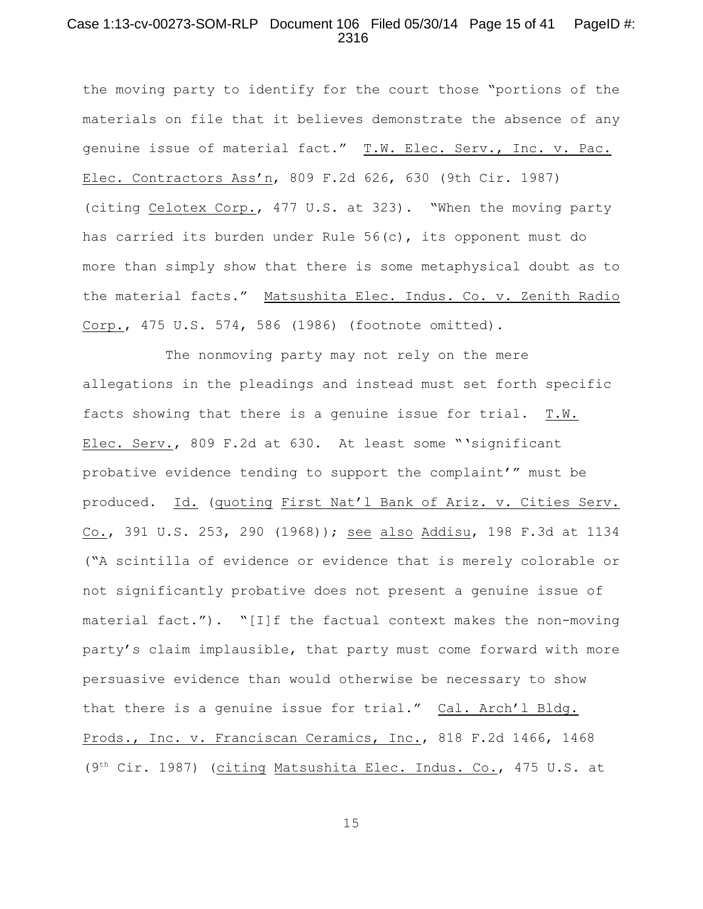the moving party to identify for the court those "portions of the materials on file that it believes demonstrate the absence of any genuine issue of material fact." T.W. Elec. Serv., Inc. v. Pac. Elec. Contractors Ass'n, 809 F.2d 626, 630 (9th Cir. 1987) (citing Celotex Corp., 477 U.S. at 323). "When the moving party has carried its burden under Rule 56(c), its opponent must do more than simply show that there is some metaphysical doubt as to the material facts." Matsushita Elec. Indus. Co. v. Zenith Radio Corp., 475 U.S. 574, 586 (1986) (footnote omitted).

The nonmoving party may not rely on the mere allegations in the pleadings and instead must set forth specific facts showing that there is a genuine issue for trial. T.W. Elec. Serv., 809 F.2d at 630. At least some "'significant probative evidence tending to support the complaint'" must be produced. Id. (quoting First Nat'l Bank of Ariz. v. Cities Serv. Co., 391 U.S. 253, 290 (1968)); see also Addisu, 198 F.3d at 1134 ("A scintilla of evidence or evidence that is merely colorable or not significantly probative does not present a genuine issue of material fact."). "[I]f the factual context makes the non-moving party's claim implausible, that party must come forward with more persuasive evidence than would otherwise be necessary to show that there is a genuine issue for trial." Cal. Arch'l Bldg. Prods., Inc. v. Franciscan Ceramics, Inc., 818 F.2d 1466, 1468 (9th Cir. 1987) (citing Matsushita Elec. Indus. Co., 475 U.S. at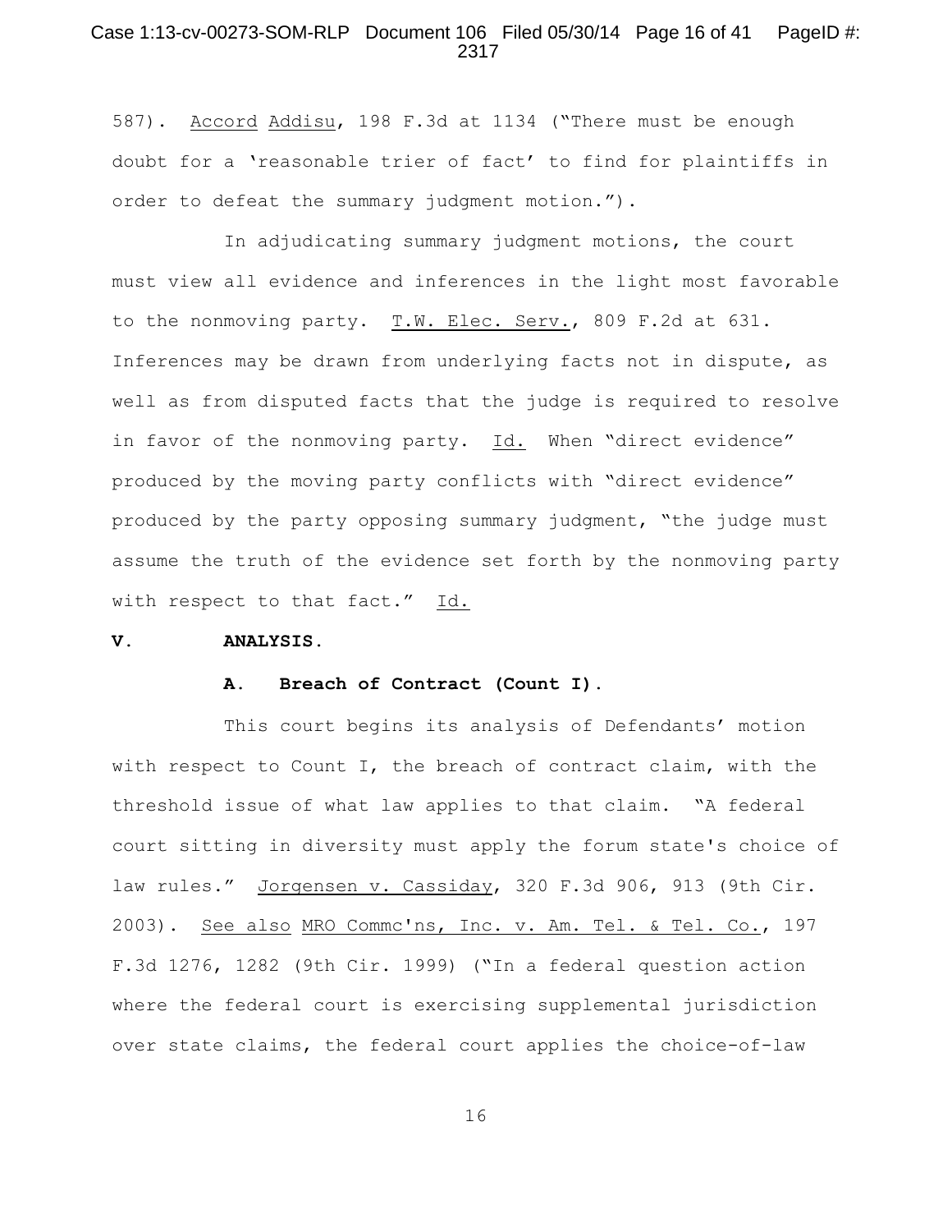587). Accord Addisu, 198 F.3d at 1134 ("There must be enough doubt for a 'reasonable trier of fact' to find for plaintiffs in order to defeat the summary judgment motion.").

In adjudicating summary judgment motions, the court must view all evidence and inferences in the light most favorable to the nonmoving party. T.W. Elec. Serv., 809 F.2d at 631. Inferences may be drawn from underlying facts not in dispute, as well as from disputed facts that the judge is required to resolve in favor of the nonmoving party. Id. When "direct evidence" produced by the moving party conflicts with "direct evidence" produced by the party opposing summary judgment, "the judge must assume the truth of the evidence set forth by the nonmoving party with respect to that fact." Id.

## V. ANALYSIS.

### A. Breach of Contract (Count I).

This court begins its analysis of Defendants' motion with respect to Count I, the breach of contract claim, with the threshold issue of what law applies to that claim. "A federal court sitting in diversity must apply the forum state's choice of law rules." Jorgensen v. Cassiday, 320 F.3d 906, 913 (9th Cir. 2003). See also MRO Commc'ns, Inc. v. Am. Tel. & Tel. Co., 197 F.3d 1276, 1282 (9th Cir. 1999) ("In a federal question action where the federal court is exercising supplemental jurisdiction over state claims, the federal court applies the choice-of-law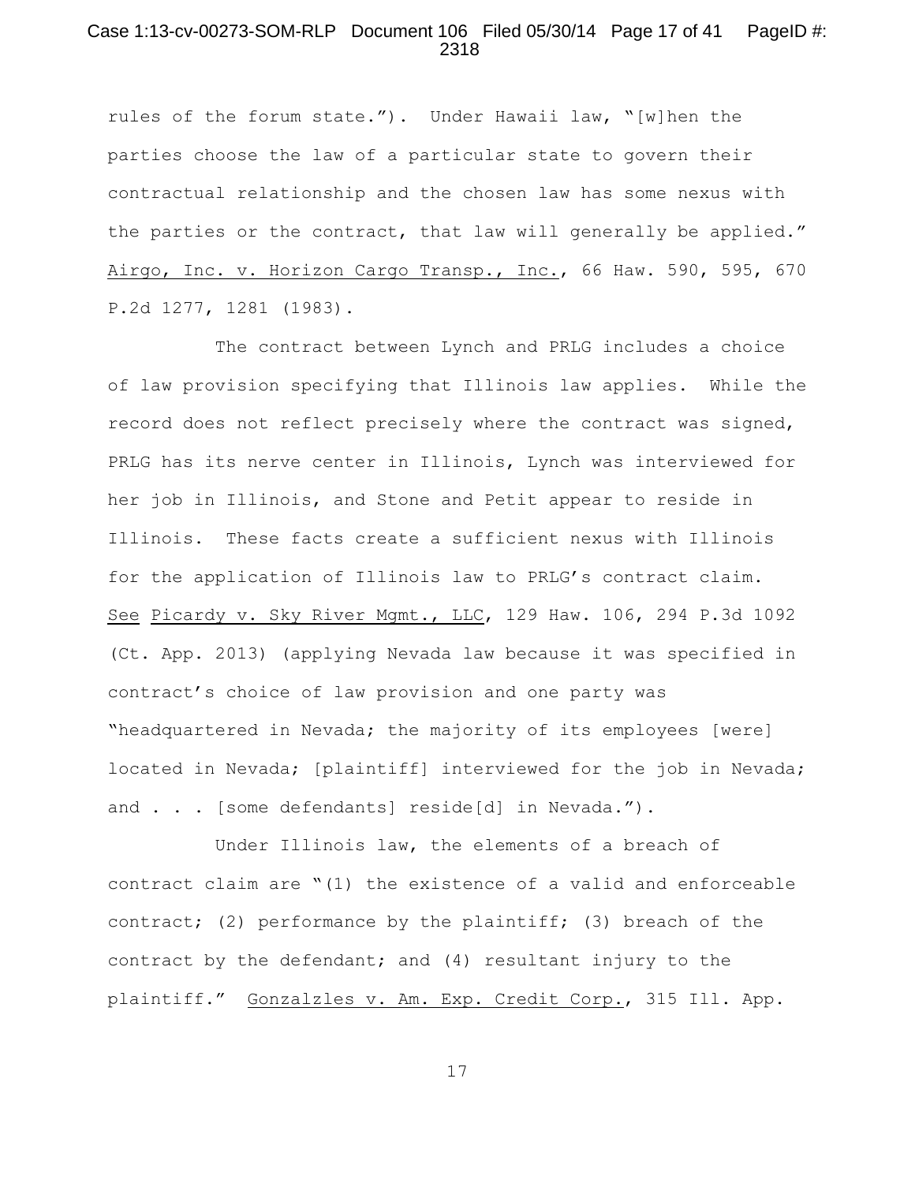rules of the forum state."). Under Hawaii law, "[w]hen the parties choose the law of a particular state to govern their contractual relationship and the chosen law has some nexus with the parties or the contract, that law will generally be applied." Airgo, Inc. v. Horizon Cargo Transp., Inc., 66 Haw. 590, 595, 670 P.2d 1277, 1281 (1983).

The contract between Lynch and PRLG includes a choice of law provision specifying that Illinois law applies. While the record does not reflect precisely where the contract was signed, PRLG has its nerve center in Illinois, Lynch was interviewed for her job in Illinois, and Stone and Petit appear to reside in Illinois. These facts create a sufficient nexus with Illinois for the application of Illinois law to PRLG's contract claim. See Picardy v. Sky River Mgmt., LLC, 129 Haw. 106, 294 P.3d 1092 (Ct. App. 2013) (applying Nevada law because it was specified in contract's choice of law provision and one party was "headquartered in Nevada; the majority of its employees [were] located in Nevada; [plaintiff] interviewed for the job in Nevada; and . . . [some defendants] reside[d] in Nevada.").

Under Illinois law, the elements of a breach of contract claim are "(1) the existence of a valid and enforceable contract; (2) performance by the plaintiff; (3) breach of the contract by the defendant; and (4) resultant injury to the plaintiff." Gonzalzles v. Am. Exp. Credit Corp., 315 Ill. App.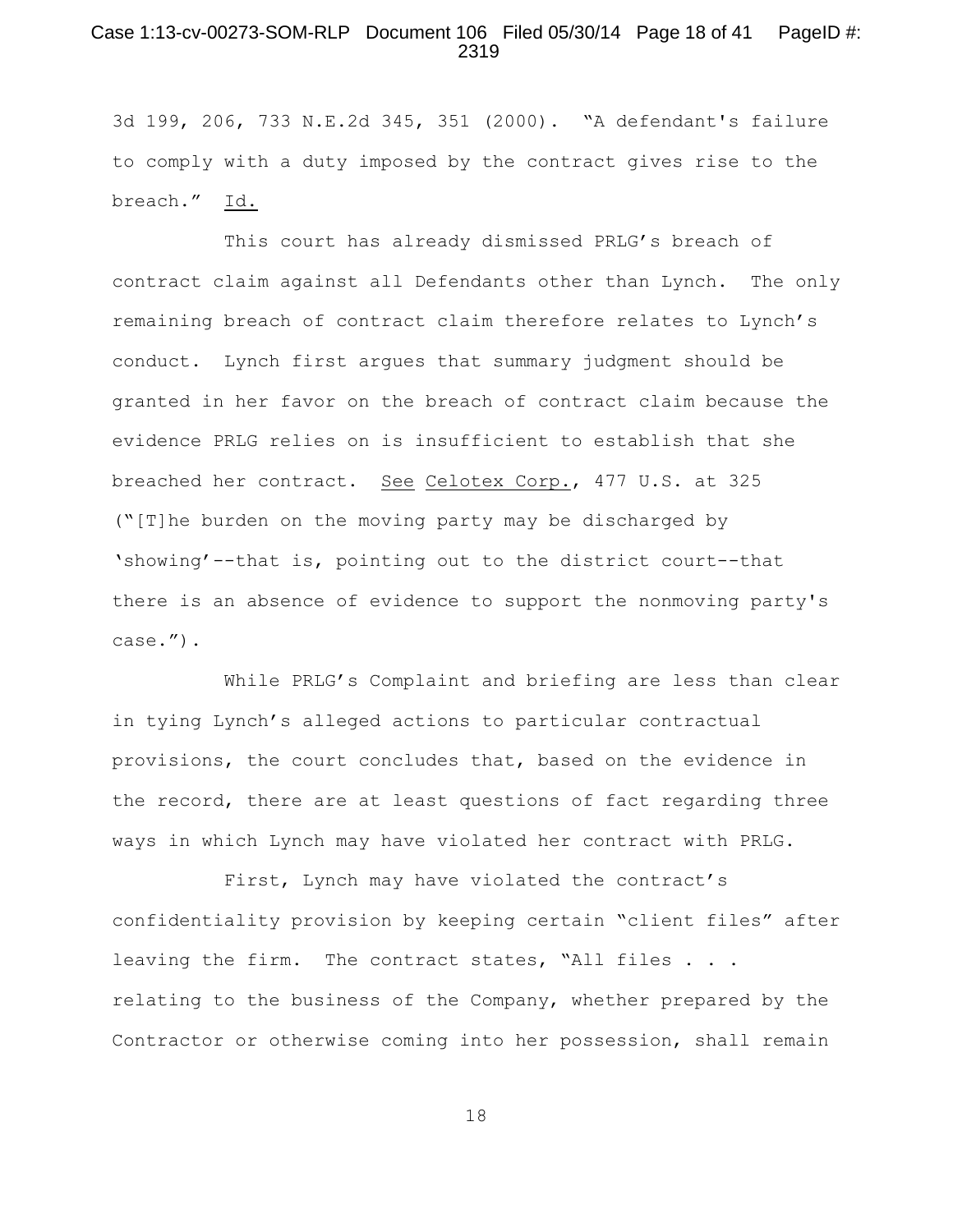3d 199, 206, 733 N.E.2d 345, 351 (2000). "A defendant's failure to comply with a duty imposed by the contract gives rise to the breach." Id.

This court has already dismissed PRLG's breach of contract claim against all Defendants other than Lynch. The only remaining breach of contract claim therefore relates to Lynch's conduct. Lynch first argues that summary judgment should be granted in her favor on the breach of contract claim because the evidence PRLG relies on is insufficient to establish that she breached her contract. See Celotex Corp., 477 U.S. at 325 ("[T]he burden on the moving party may be discharged by 'showing'--that is, pointing out to the district court--that there is an absence of evidence to support the nonmoving party's case.").

While PRLG's Complaint and briefing are less than clear in tying Lynch's alleged actions to particular contractual provisions, the court concludes that, based on the evidence in the record, there are at least questions of fact regarding three ways in which Lynch may have violated her contract with PRLG.

First, Lynch may have violated the contract's confidentiality provision by keeping certain "client files" after leaving the firm. The contract states, "All files . . . relating to the business of the Company, whether prepared by the Contractor or otherwise coming into her possession, shall remain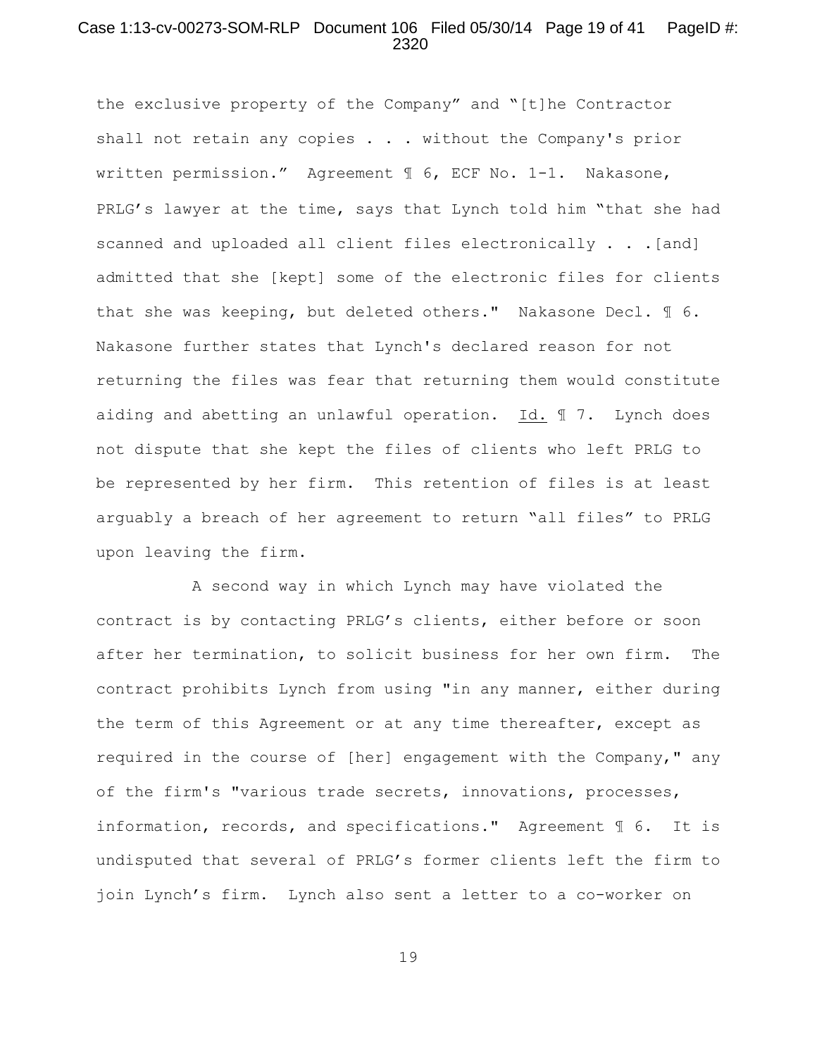the exclusive property of the Company" and "[t]he Contractor shall not retain any copies . . . without the Company's prior written permission." Agreement ¶ 6, ECF No. 1-1. Nakasone, PRLG's lawyer at the time, says that Lynch told him "that she had scanned and uploaded all client files electronically . . .[and] admitted that she [kept] some of the electronic files for clients that she was keeping, but deleted others." Nakasone Decl. ¶ 6. Nakasone further states that Lynch's declared reason for not returning the files was fear that returning them would constitute aiding and abetting an unlawful operation. Id. ¶ 7. Lynch does not dispute that she kept the files of clients who left PRLG to be represented by her firm. This retention of files is at least arguably a breach of her agreement to return "all files" to PRLG upon leaving the firm.

A second way in which Lynch may have violated the contract is by contacting PRLG's clients, either before or soon after her termination, to solicit business for her own firm. The contract prohibits Lynch from using "in any manner, either during the term of this Agreement or at any time thereafter, except as required in the course of [her] engagement with the Company," any of the firm's "various trade secrets, innovations, processes, information, records, and specifications." Agreement ¶ 6. It is undisputed that several of PRLG's former clients left the firm to join Lynch's firm. Lynch also sent a letter to a co-worker on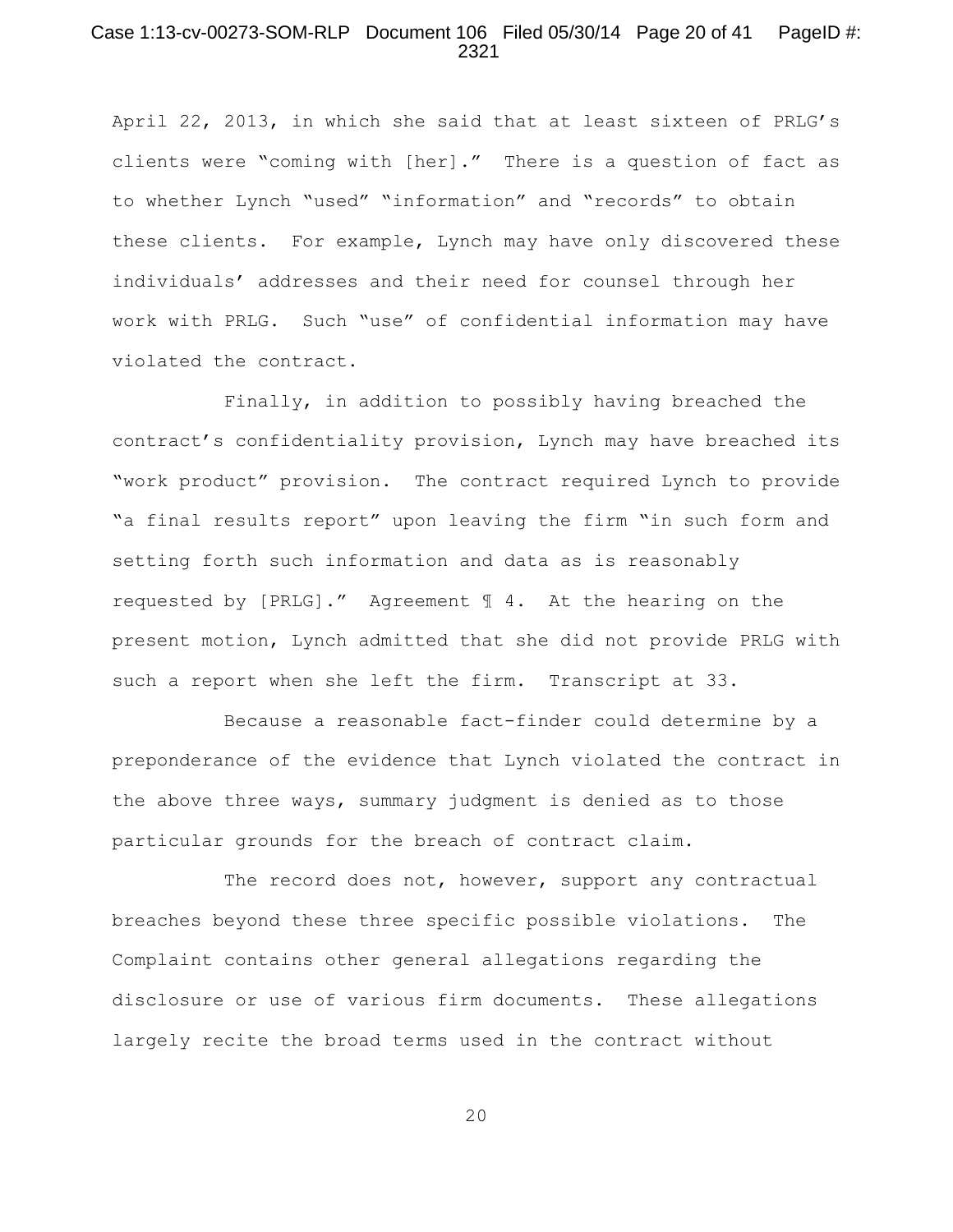April 22, 2013, in which she said that at least sixteen of PRLG's clients were "coming with [her]." There is a question of fact as to whether Lynch "used" "information" and "records" to obtain these clients. For example, Lynch may have only discovered these individuals' addresses and their need for counsel through her work with PRLG. Such "use" of confidential information may have violated the contract.

Finally, in addition to possibly having breached the contract's confidentiality provision, Lynch may have breached its "work product" provision. The contract required Lynch to provide "a final results report" upon leaving the firm "in such form and setting forth such information and data as is reasonably requested by [PRLG]." Agreement ¶ 4. At the hearing on the present motion, Lynch admitted that she did not provide PRLG with such a report when she left the firm. Transcript at 33.

Because a reasonable fact-finder could determine by a preponderance of the evidence that Lynch violated the contract in the above three ways, summary judgment is denied as to those particular grounds for the breach of contract claim.

The record does not, however, support any contractual breaches beyond these three specific possible violations. The Complaint contains other general allegations regarding the disclosure or use of various firm documents. These allegations largely recite the broad terms used in the contract without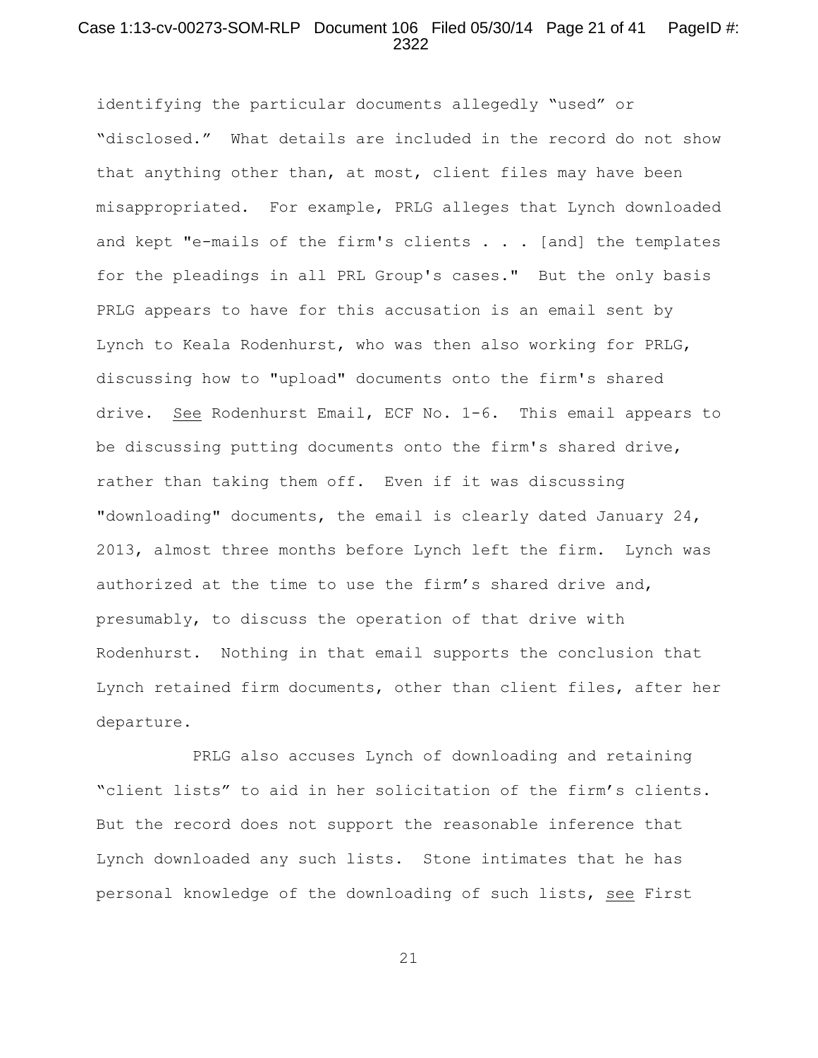identifying the particular documents allegedly "used" or "disclosed." What details are included in the record do not show that anything other than, at most, client files may have been misappropriated. For example, PRLG alleges that Lynch downloaded and kept "e-mails of the firm's clients . . . [and] the templates for the pleadings in all PRL Group's cases." But the only basis PRLG appears to have for this accusation is an email sent by Lynch to Keala Rodenhurst, who was then also working for PRLG, discussing how to "upload" documents onto the firm's shared drive. See Rodenhurst Email, ECF No. 1-6. This email appears to be discussing putting documents onto the firm's shared drive, rather than taking them off. Even if it was discussing "downloading" documents, the email is clearly dated January 24, 2013, almost three months before Lynch left the firm. Lynch was authorized at the time to use the firm's shared drive and, presumably, to discuss the operation of that drive with Rodenhurst. Nothing in that email supports the conclusion that Lynch retained firm documents, other than client files, after her departure.

PRLG also accuses Lynch of downloading and retaining "client lists" to aid in her solicitation of the firm's clients. But the record does not support the reasonable inference that Lynch downloaded any such lists. Stone intimates that he has personal knowledge of the downloading of such lists, see First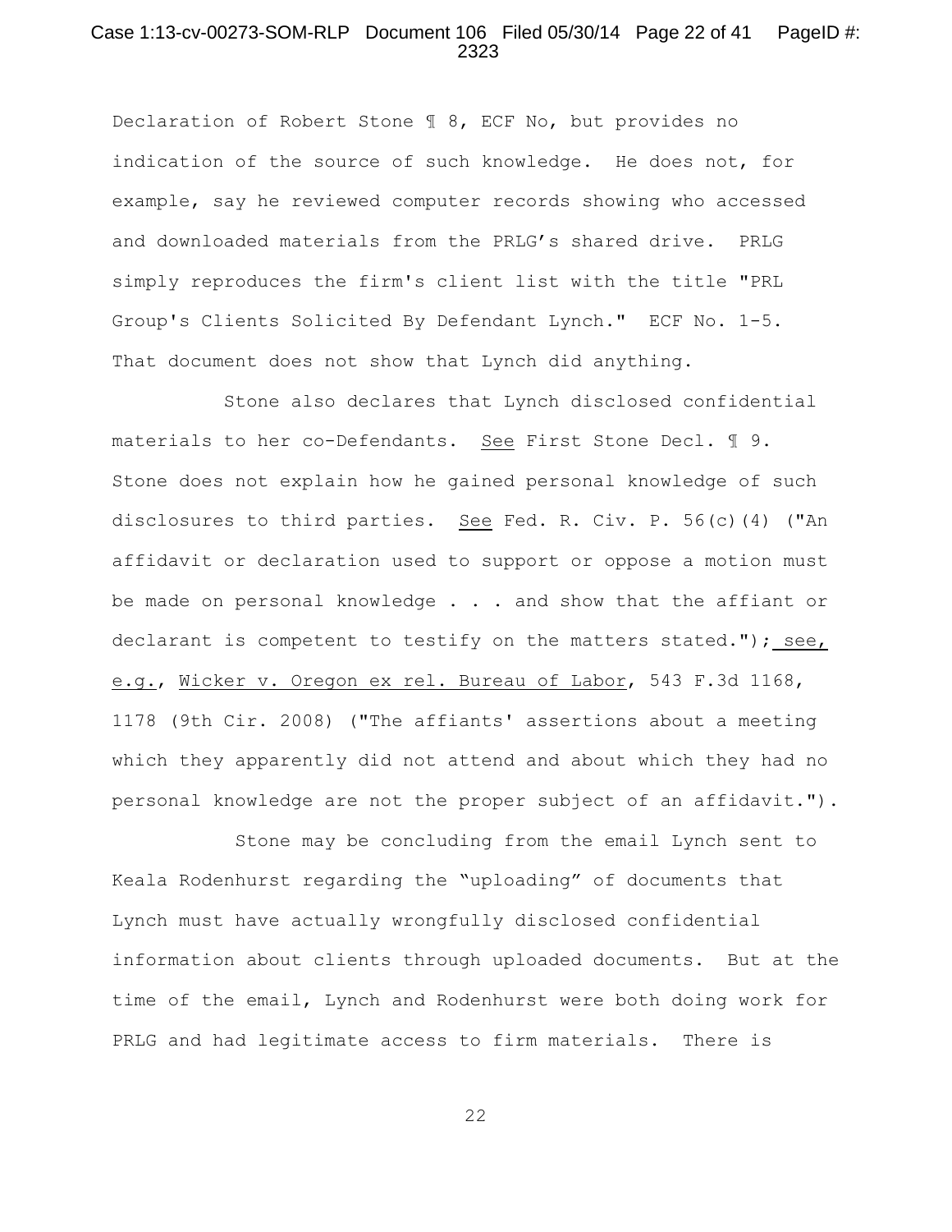Declaration of Robert Stone ¶ 8, ECF No, but provides no indication of the source of such knowledge. He does not, for example, say he reviewed computer records showing who accessed and downloaded materials from the PRLG's shared drive. PRLG simply reproduces the firm's client list with the title "PRL Group's Clients Solicited By Defendant Lynch." ECF No. 1-5. That document does not show that Lynch did anything.

Stone also declares that Lynch disclosed confidential materials to her co-Defendants. See First Stone Decl. ¶ 9. Stone does not explain how he gained personal knowledge of such disclosures to third parties. See Fed. R. Civ. P. 56(c)(4) ("An affidavit or declaration used to support or oppose a motion must be made on personal knowledge . . . and show that the affiant or declarant is competent to testify on the matters stated."); see, e.g., Wicker v. Oregon ex rel. Bureau of Labor, 543 F.3d 1168, 1178 (9th Cir. 2008) ("The affiants' assertions about a meeting which they apparently did not attend and about which they had no personal knowledge are not the proper subject of an affidavit.").

Stone may be concluding from the email Lynch sent to Keala Rodenhurst regarding the "uploading" of documents that Lynch must have actually wrongfully disclosed confidential information about clients through uploaded documents. But at the time of the email, Lynch and Rodenhurst were both doing work for PRLG and had legitimate access to firm materials. There is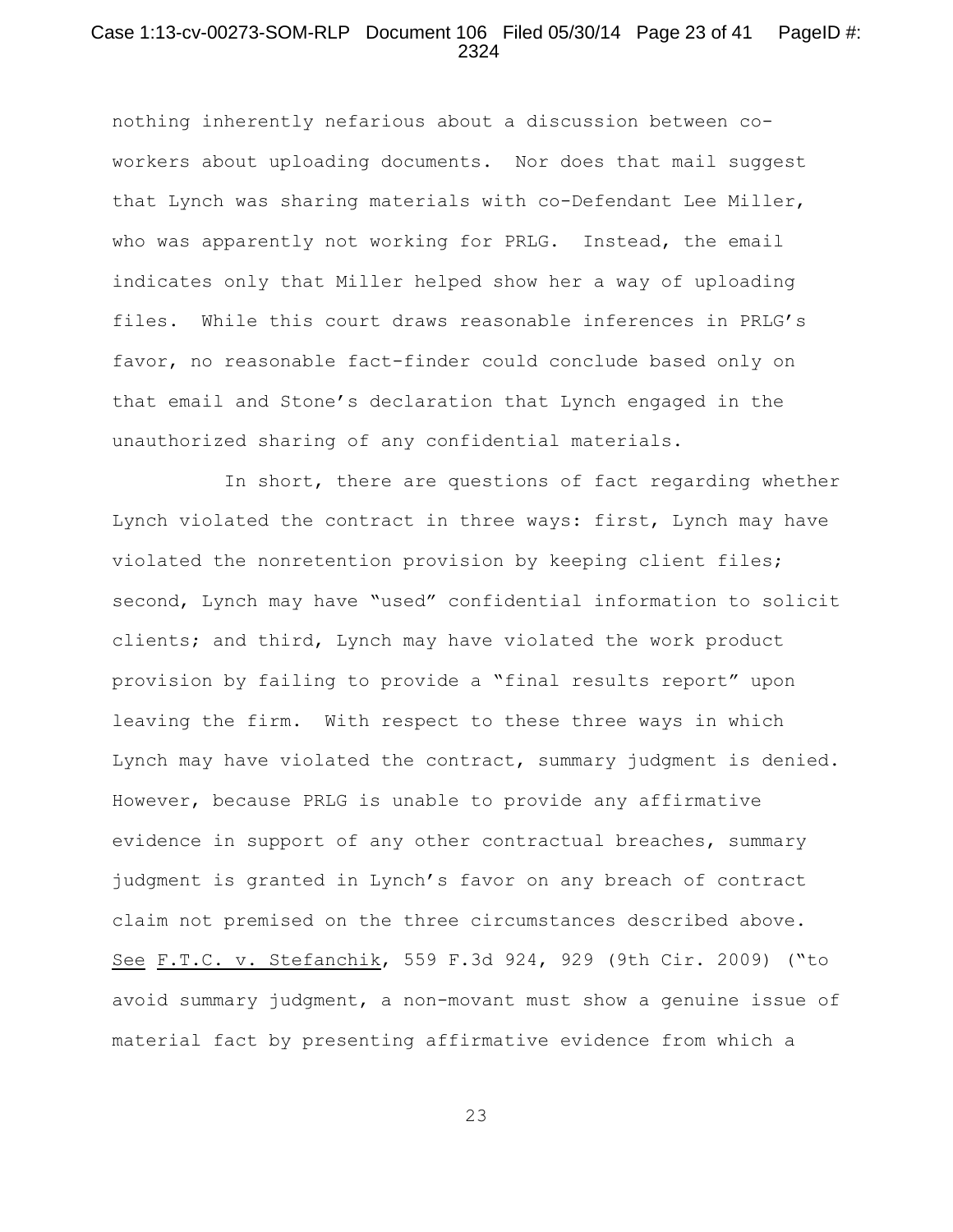nothing inherently nefarious about a discussion between co-workers about uploading documents. Nor does that mail suggest that Lynch was sharing materials with co-Defendant Lee Miller, who was apparently not working for PRLG. Instead, the email indicates only that Miller helped show her a way of uploading files. While this court draws reasonable inferences in PRLG's favor, no reasonable fact-finder could conclude based only on that email and Stone's declaration that Lynch engaged in the unauthorized sharing of any confidential materials.

In short, there are questions of fact regarding whether Lynch violated the contract in three ways: first, Lynch may have violated the nonretention provision by keeping client files; second, Lynch may have "used" confidential information to solicit clients; and third, Lynch may have violated the work product provision by failing to provide a "final results report" upon leaving the firm. With respect to these three ways in which Lynch may have violated the contract, summary judgment is denied. However, because PRLG is unable to provide any affirmative evidence in support of any other contractual breaches, summary judgment is granted in Lynch's favor on any breach of contract claim not premised on the three circumstances described above. See F.T.C. v. Stefanchik, 559 F.3d 924, 929 (9th Cir. 2009) ("to avoid summary judgment, a non-movant must show a genuine issue of material fact by presenting affirmative evidence from which a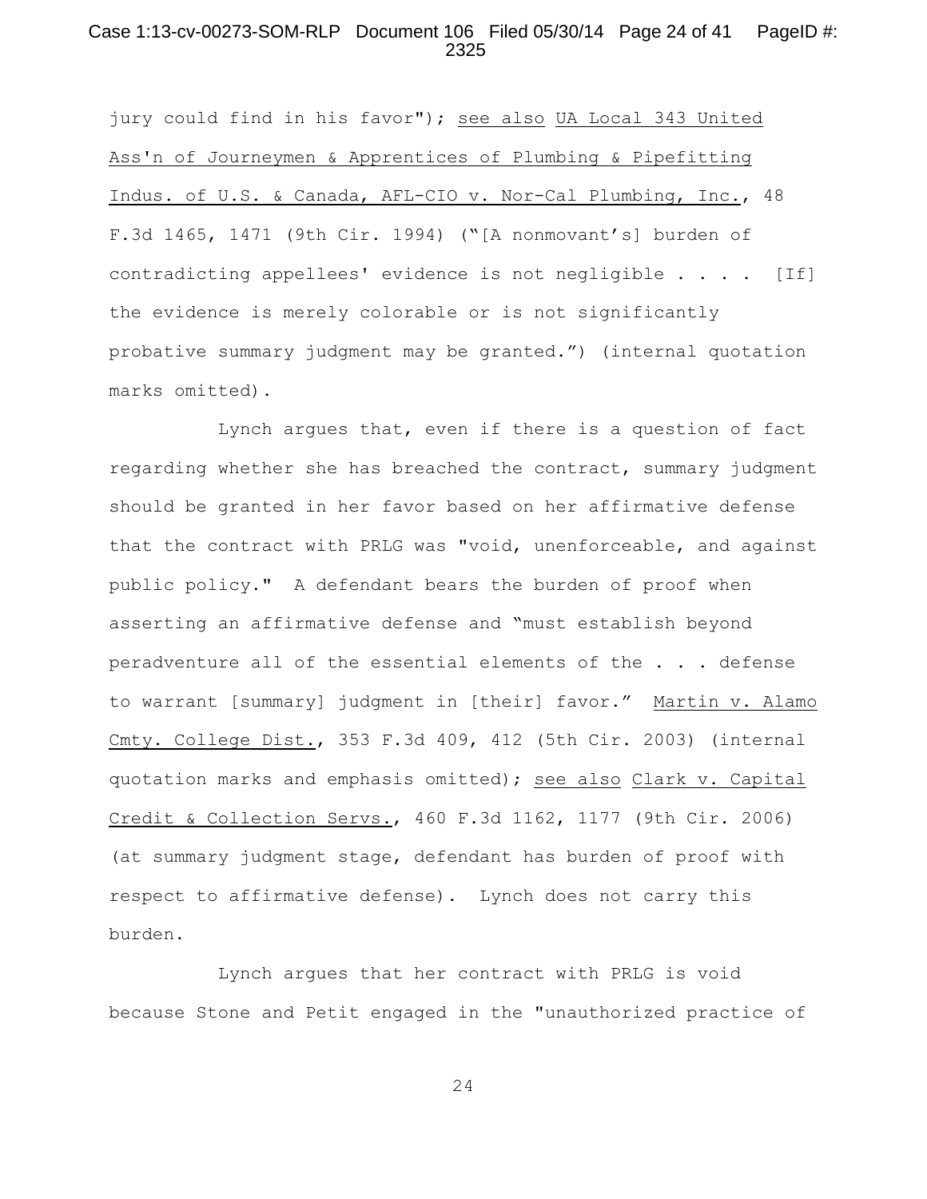jury could find in his favor"); _see also_ _UA Local 343 United Ass'n of Journeymen & Apprentices of Plumbing & Pipefitting Indus. of U.S. & Canada, AFL-CIO v. Nor-Cal Plumbing, Inc._, 48 F.3d 1465, 1471 (9th Cir. 1994) ("[A nonmovant's] burden of contradicting appellees' evidence is not negligible . . . . [If] the evidence is merely colorable or is not significantly probative summary judgment may be granted.") (internal quotation marks omitted).

Lynch argues that, even if there is a question of fact regarding whether she has breached the contract, summary judgment should be granted in her favor based on her affirmative defense that the contract with PRLG was "void, unenforceable, and against public policy." A defendant bears the burden of proof when asserting an affirmative defense and "must establish beyond peradventure all of the essential elements of the . . . defense to warrant [summary] judgment in [their] favor." _Martin v. Alamo Cmty. College Dist._, 353 F.3d 409, 412 (5th Cir. 2003) (internal quotation marks and emphasis omitted); _see also_ _Clark v. Capital Credit & Collection Servs._, 460 F.3d 1162, 1177 (9th Cir. 2006) (at summary judgment stage, defendant has burden of proof with respect to affirmative defense). Lynch does not carry this burden.

Lynch argues that her contract with PRLG is void because Stone and Petit engaged in the "unauthorized practice of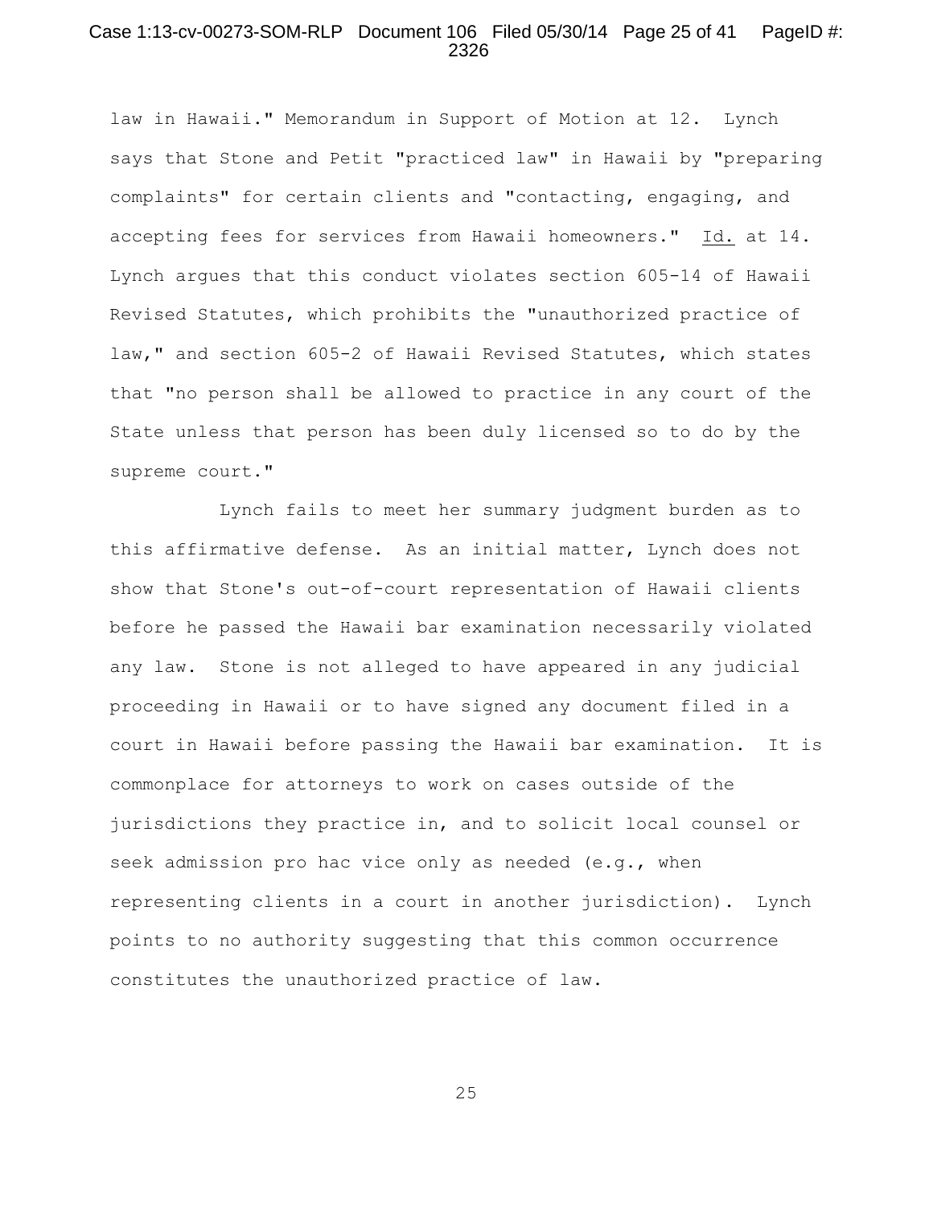law in Hawaii." Memorandum in Support of Motion at 12. Lynch says that Stone and Petit "practiced law" in Hawaii by "preparing complaints" for certain clients and "contacting, engaging, and accepting fees for services from Hawaii homeowners." Id. at 14. Lynch argues that this conduct violates section 605-14 of Hawaii Revised Statutes, which prohibits the "unauthorized practice of law," and section 605-2 of Hawaii Revised Statutes, which states that "no person shall be allowed to practice in any court of the State unless that person has been duly licensed so to do by the supreme court."

Lynch fails to meet her summary judgment burden as to this affirmative defense. As an initial matter, Lynch does not show that Stone's out-of-court representation of Hawaii clients before he passed the Hawaii bar examination necessarily violated any law. Stone is not alleged to have appeared in any judicial proceeding in Hawaii or to have signed any document filed in a court in Hawaii before passing the Hawaii bar examination. It is commonplace for attorneys to work on cases outside of the jurisdictions they practice in, and to solicit local counsel or seek admission pro hac vice only as needed (e.g., when representing clients in a court in another jurisdiction). Lynch points to no authority suggesting that this common occurrence constitutes the unauthorized practice of law.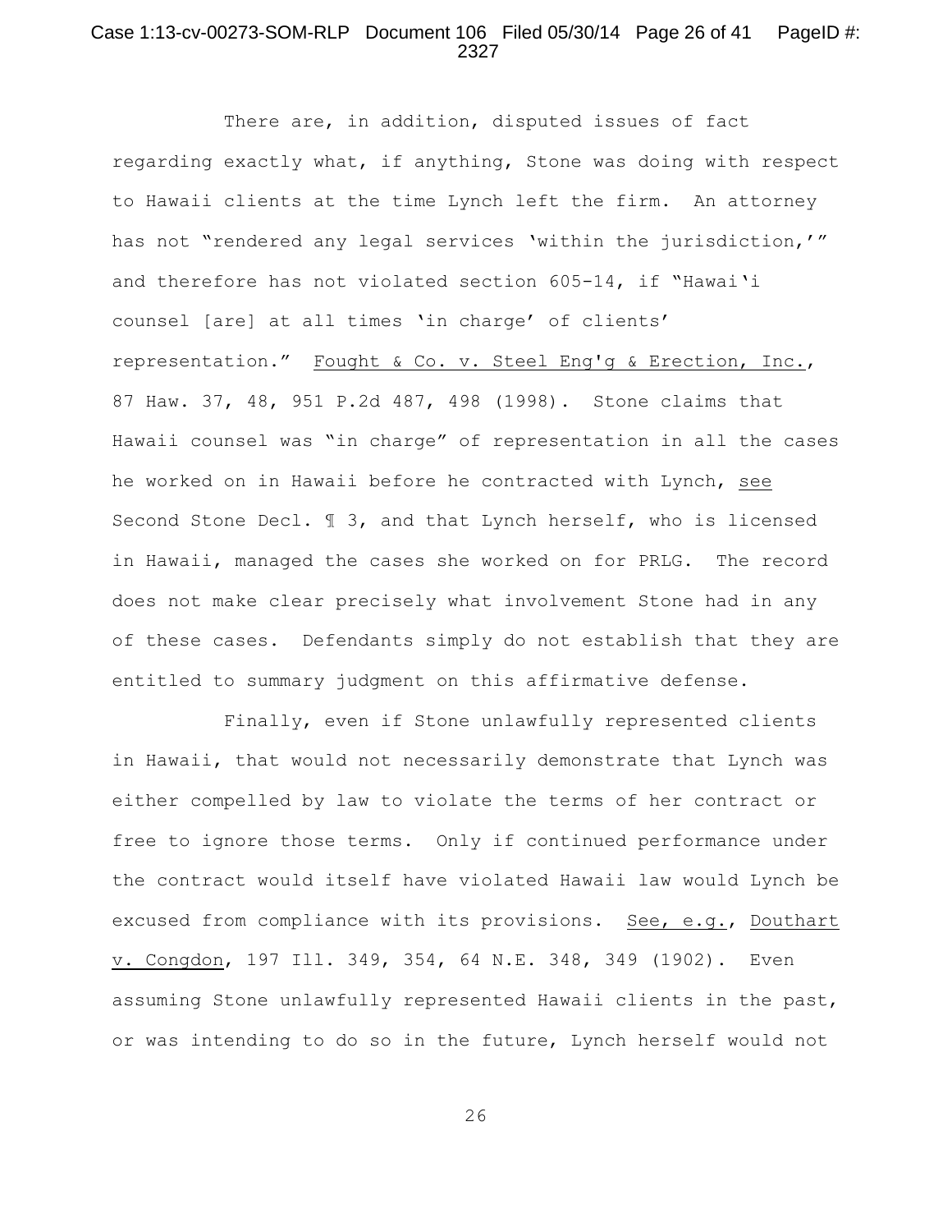There are, in addition, disputed issues of fact regarding exactly what, if anything, Stone was doing with respect to Hawaii clients at the time Lynch left the firm. An attorney has not "rendered any legal services 'within the jurisdiction,'" and therefore has not violated section 605-14, if "Hawai'i counsel [are] at all times 'in charge' of clients' representation." Fought & Co. v. Steel Eng'g & Erection, Inc., 87 Haw. 37, 48, 951 P.2d 487, 498 (1998). Stone claims that Hawaii counsel was "in charge" of representation in all the cases he worked on in Hawaii before he contracted with Lynch, see Second Stone Decl. ¶ 3, and that Lynch herself, who is licensed in Hawaii, managed the cases she worked on for PRLG. The record does not make clear precisely what involvement Stone had in any of these cases. Defendants simply do not establish that they are entitled to summary judgment on this affirmative defense.

Finally, even if Stone unlawfully represented clients in Hawaii, that would not necessarily demonstrate that Lynch was either compelled by law to violate the terms of her contract or free to ignore those terms. Only if continued performance under the contract would itself have violated Hawaii law would Lynch be excused from compliance with its provisions. See, e.g., Douthart v. Congdon, 197 Ill. 349, 354, 64 N.E. 348, 349 (1902). Even assuming Stone unlawfully represented Hawaii clients in the past, or was intending to do so in the future, Lynch herself would not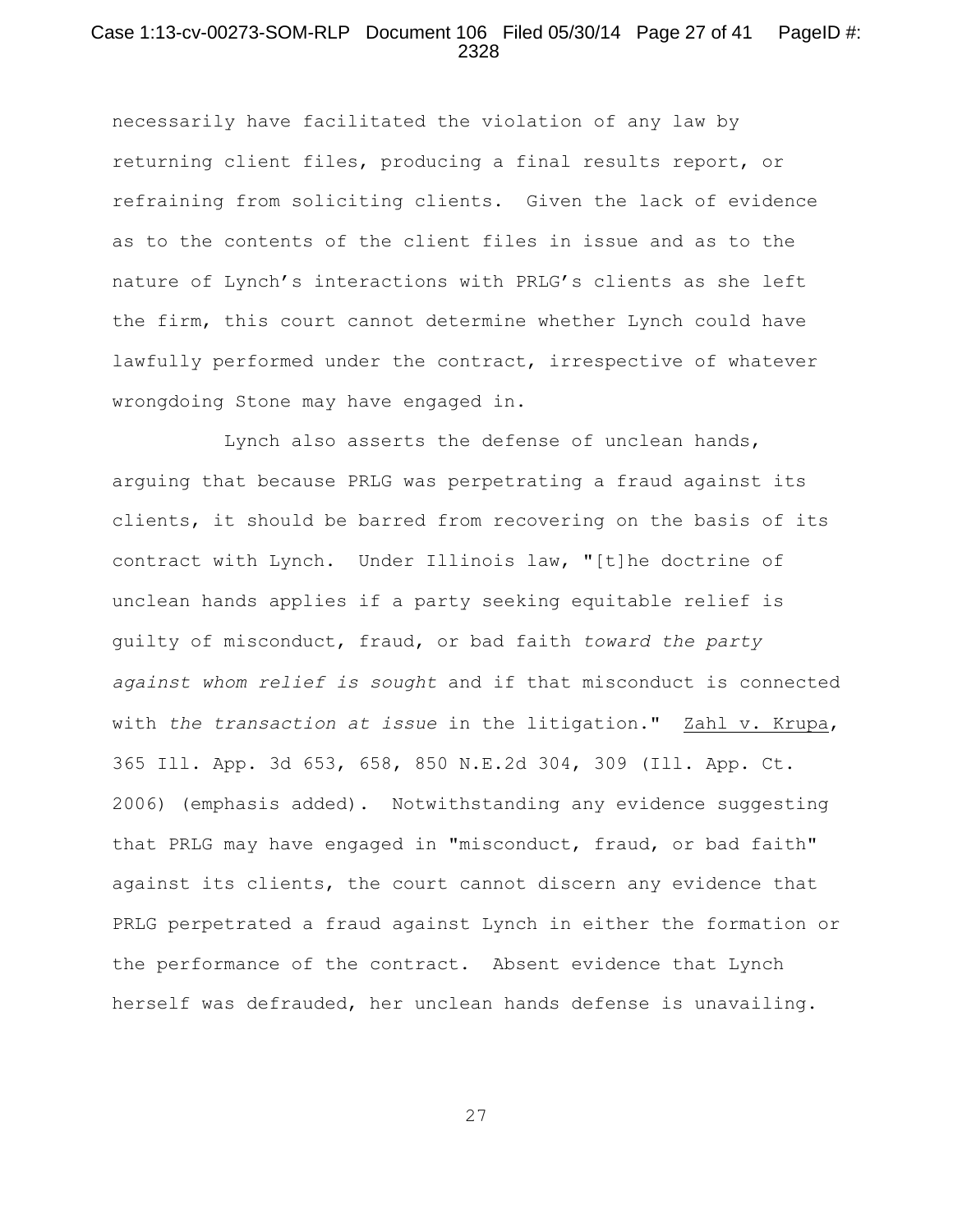necessarily have facilitated the violation of any law by returning client files, producing a final results report, or refraining from soliciting clients. Given the lack of evidence as to the contents of the client files in issue and as to the nature of Lynch's interactions with PRLG's clients as she left the firm, this court cannot determine whether Lynch could have lawfully performed under the contract, irrespective of whatever wrongdoing Stone may have engaged in.

Lynch also asserts the defense of unclean hands, arguing that because PRLG was perpetrating a fraud against its clients, it should be barred from recovering on the basis of its contract with Lynch. Under Illinois law, "[t]he doctrine of unclean hands applies if a party seeking equitable relief is guilty of misconduct, fraud, or bad faith *toward the party against whom relief is sought* and if that misconduct is connected with *the transaction at issue* in the litigation." Zahl v. Krupa, 365 Ill. App. 3d 653, 658, 850 N.E.2d 304, 309 (Ill. App. Ct. 2006) (emphasis added). Notwithstanding any evidence suggesting that PRLG may have engaged in "misconduct, fraud, or bad faith" against its clients, the court cannot discern any evidence that PRLG perpetrated a fraud against Lynch in either the formation or the performance of the contract. Absent evidence that Lynch herself was defrauded, her unclean hands defense is unavailing.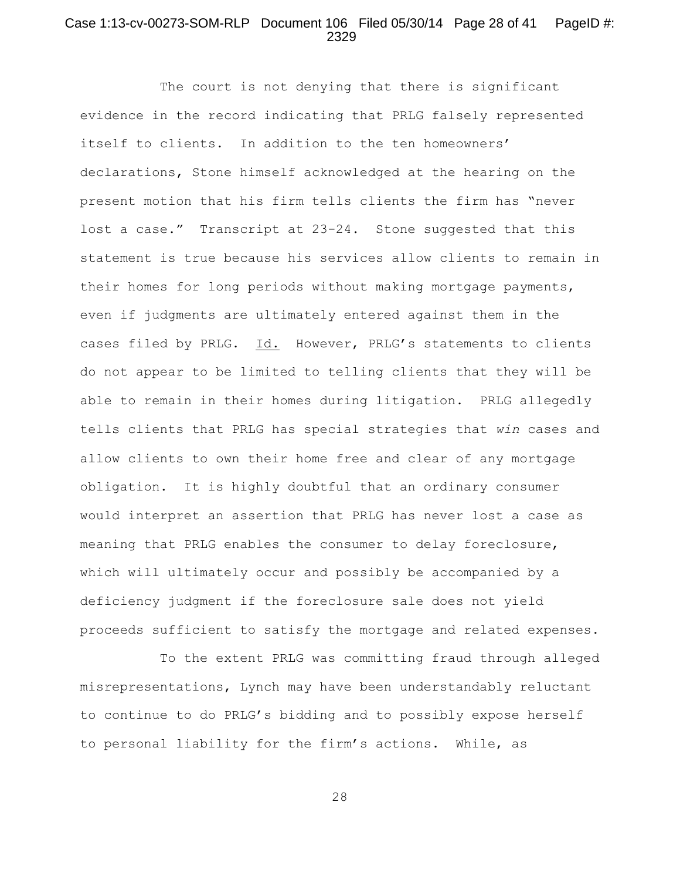The court is not denying that there is significant evidence in the record indicating that PRLG falsely represented itself to clients. In addition to the ten homeowners' declarations, Stone himself acknowledged at the hearing on the present motion that his firm tells clients the firm has "never lost a case." Transcript at 23-24. Stone suggested that this statement is true because his services allow clients to remain in their homes for long periods without making mortgage payments, even if judgments are ultimately entered against them in the cases filed by PRLG. Id. However, PRLG's statements to clients do not appear to be limited to telling clients that they will be able to remain in their homes during litigation. PRLG allegedly tells clients that PRLG has special strategies that *win* cases and allow clients to own their home free and clear of any mortgage obligation. It is highly doubtful that an ordinary consumer would interpret an assertion that PRLG has never lost a case as meaning that PRLG enables the consumer to delay foreclosure, which will ultimately occur and possibly be accompanied by a deficiency judgment if the foreclosure sale does not yield proceeds sufficient to satisfy the mortgage and related expenses.

To the extent PRLG was committing fraud through alleged misrepresentations, Lynch may have been understandably reluctant to continue to do PRLG's bidding and to possibly expose herself to personal liability for the firm's actions. While, as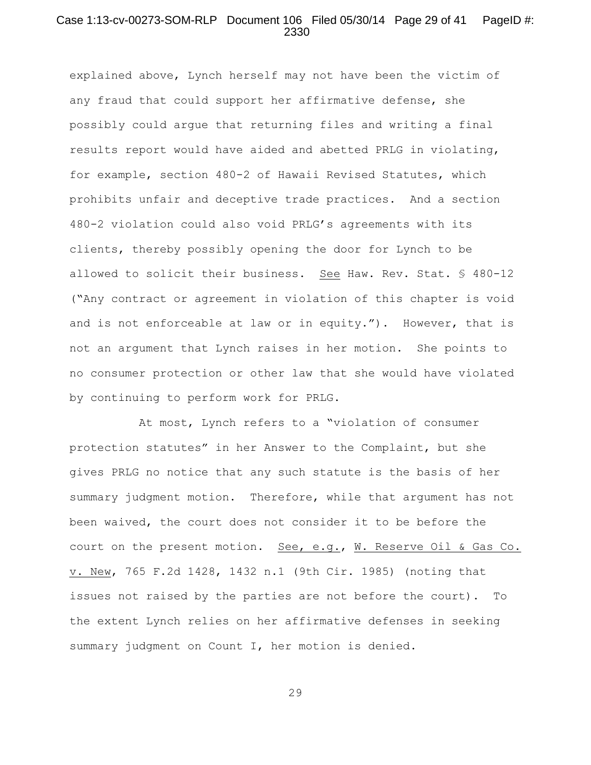explained above, Lynch herself may not have been the victim of any fraud that could support her affirmative defense, she possibly could argue that returning files and writing a final results report would have aided and abetted PRLG in violating, for example, section 480-2 of Hawaii Revised Statutes, which prohibits unfair and deceptive trade practices. And a section 480-2 violation could also void PRLG's agreements with its clients, thereby possibly opening the door for Lynch to be allowed to solicit their business. See Haw. Rev. Stat. § 480-12 ("Any contract or agreement in violation of this chapter is void and is not enforceable at law or in equity."). However, that is not an argument that Lynch raises in her motion. She points to no consumer protection or other law that she would have violated by continuing to perform work for PRLG.

At most, Lynch refers to a "violation of consumer protection statutes" in her Answer to the Complaint, but she gives PRLG no notice that any such statute is the basis of her summary judgment motion. Therefore, while that argument has not been waived, the court does not consider it to be before the court on the present motion. See, e.g., W. Reserve Oil & Gas Co. v. New, 765 F.2d 1428, 1432 n.1 (9th Cir. 1985) (noting that issues not raised by the parties are not before the court). To the extent Lynch relies on her affirmative defenses in seeking summary judgment on Count I, her motion is denied.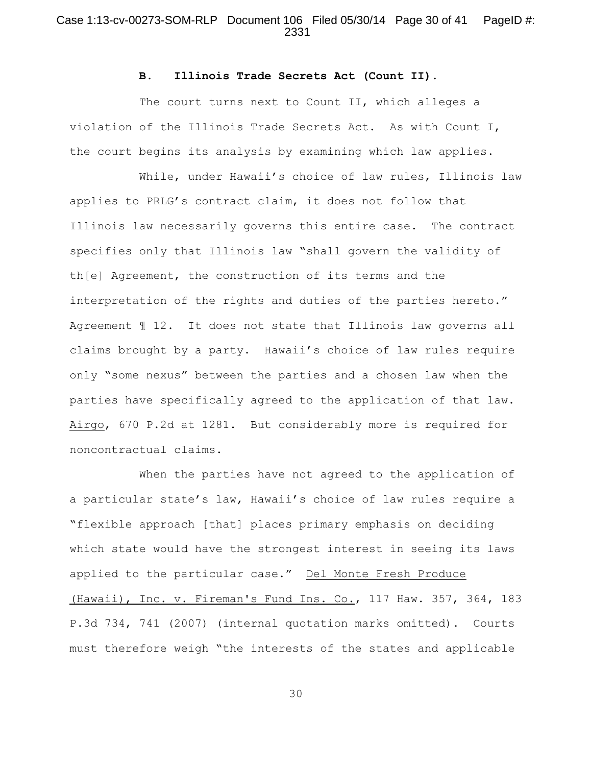### B. Illinois Trade Secrets Act (Count II).

The court turns next to Count II, which alleges a violation of the Illinois Trade Secrets Act. As with Count I, the court begins its analysis by examining which law applies.

While, under Hawaii's choice of law rules, Illinois law applies to PRLG's contract claim, it does not follow that Illinois law necessarily governs this entire case. The contract specifies only that Illinois law "shall govern the validity of th[e] Agreement, the construction of its terms and the interpretation of the rights and duties of the parties hereto." Agreement ¶ 12. It does not state that Illinois law governs all claims brought by a party. Hawaii's choice of law rules require only "some nexus" between the parties and a chosen law when the parties have specifically agreed to the application of that law. Airgo, 670 P.2d at 1281. But considerably more is required for noncontractual claims.

When the parties have not agreed to the application of a particular state's law, Hawaii's choice of law rules require a "flexible approach [that] places primary emphasis on deciding which state would have the strongest interest in seeing its laws applied to the particular case." Del Monte Fresh Produce (Hawaii), Inc. v. Fireman's Fund Ins. Co., 117 Haw. 357, 364, 183 P.3d 734, 741 (2007) (internal quotation marks omitted). Courts must therefore weigh "the interests of the states and applicable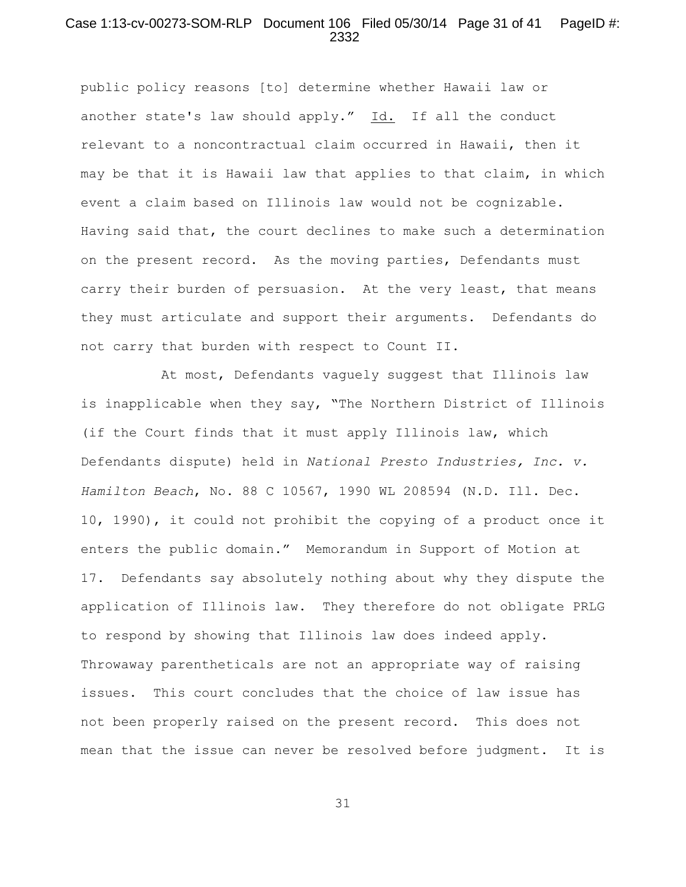public policy reasons [to] determine whether Hawaii law or another state's law should apply." Id. If all the conduct relevant to a noncontractual claim occurred in Hawaii, then it may be that it is Hawaii law that applies to that claim, in which event a claim based on Illinois law would not be cognizable. Having said that, the court declines to make such a determination on the present record. As the moving parties, Defendants must carry their burden of persuasion. At the very least, that means they must articulate and support their arguments. Defendants do not carry that burden with respect to Count II.

At most, Defendants vaguely suggest that Illinois law is inapplicable when they say, "The Northern District of Illinois (if the Court finds that it must apply Illinois law, which Defendants dispute) held in *National Presto Industries, Inc. v. Hamilton Beach*, No. 88 C 10567, 1990 WL 208594 (N.D. Ill. Dec. 10, 1990), it could not prohibit the copying of a product once it enters the public domain." Memorandum in Support of Motion at 17. Defendants say absolutely nothing about why they dispute the application of Illinois law. They therefore do not obligate PRLG to respond by showing that Illinois law does indeed apply. Throwaway parentheticals are not an appropriate way of raising issues. This court concludes that the choice of law issue has not been properly raised on the present record. This does not mean that the issue can never be resolved before judgment. It is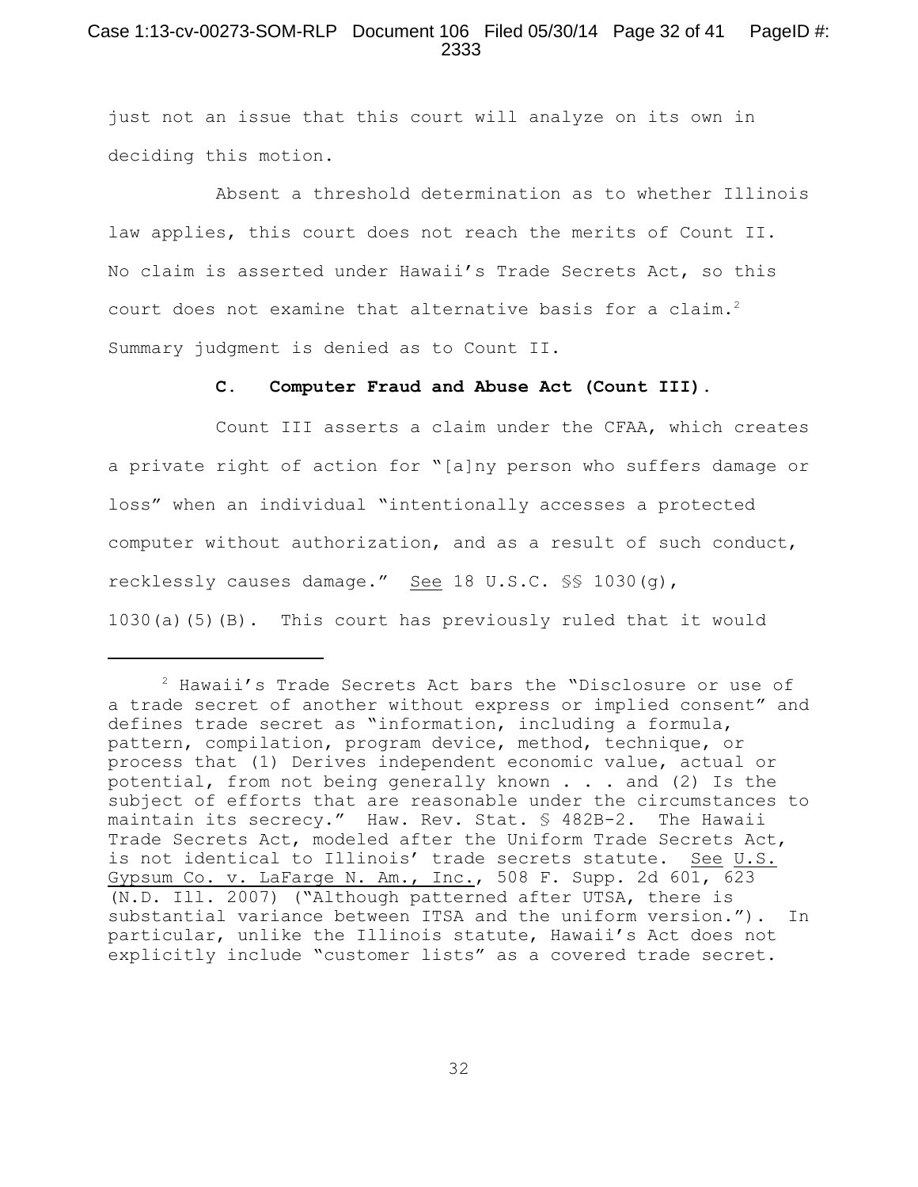just not an issue that this court will analyze on its own in deciding this motion.

Absent a threshold determination as to whether Illinois law applies, this court does not reach the merits of Count II. No claim is asserted under Hawaii's Trade Secrets Act, so this court does not examine that alternative basis for a claim.[2] Summary judgment is denied as to Count II.

**C. Computer Fraud and Abuse Act (Count III).**

Count III asserts a claim under the CFAA, which creates a private right of action for "[a]ny person who suffers damage or loss" when an individual "intentionally accesses a protected computer without authorization, and as a result of such conduct, recklessly causes damage." See 18 U.S.C. §§ 1030(g), 1030(a)(5)(B). This court has previously ruled that it would

---

[2] Hawaii's Trade Secrets Act bars the "Disclosure or use of a trade secret of another without express or implied consent" and defines trade secret as "information, including a formula, pattern, compilation, program device, method, technique, or process that (1) Derives independent economic value, actual or potential, from not being generally known . . . and (2) Is the subject of efforts that are reasonable under the circumstances to maintain its secrecy." Haw. Rev. Stat. § 482B-2. The Hawaii Trade Secrets Act, modeled after the Uniform Trade Secrets Act, is not identical to Illinois' trade secrets statute. See U.S. Gypsum Co. v. LaFarge N. Am., Inc., 508 F. Supp. 2d 601, 623 (N.D. Ill. 2007) ("Although patterned after UTSA, there is substantial variance between ITSA and the uniform version."). In particular, unlike the Illinois statute, Hawaii's Act does not explicitly include "customer lists" as a covered trade secret.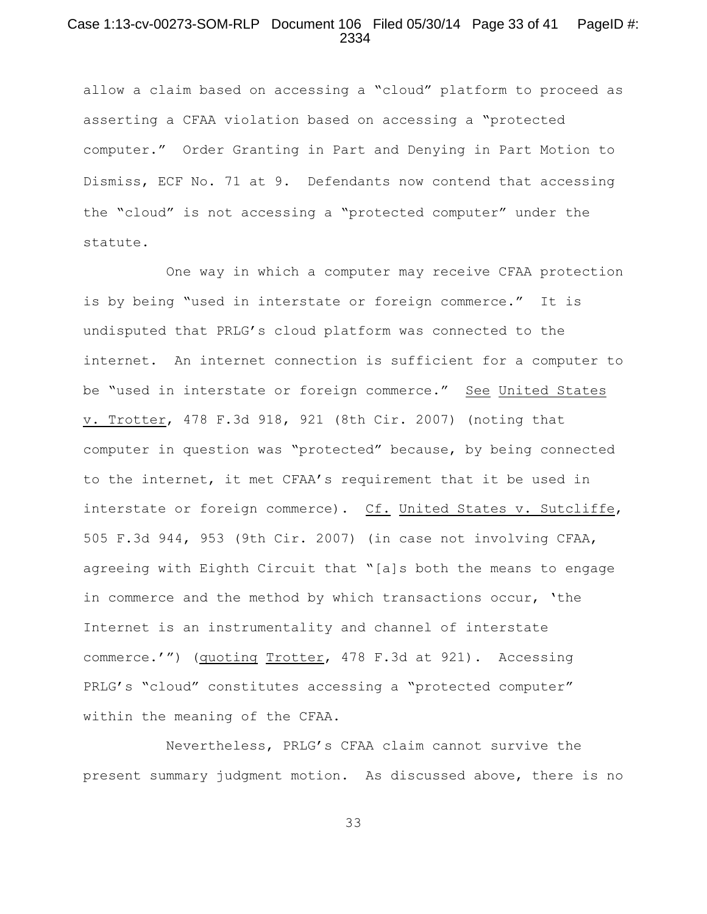allow a claim based on accessing a "cloud" platform to proceed as asserting a CFAA violation based on accessing a "protected computer." Order Granting in Part and Denying in Part Motion to Dismiss, ECF No. 71 at 9. Defendants now contend that accessing the "cloud" is not accessing a "protected computer" under the statute.

One way in which a computer may receive CFAA protection is by being "used in interstate or foreign commerce." It is undisputed that PRLG's cloud platform was connected to the internet. An internet connection is sufficient for a computer to be "used in interstate or foreign commerce." See United States v. Trotter, 478 F.3d 918, 921 (8th Cir. 2007) (noting that computer in question was "protected" because, by being connected to the internet, it met CFAA's requirement that it be used in interstate or foreign commerce). Cf. United States v. Sutcliffe, 505 F.3d 944, 953 (9th Cir. 2007) (in case not involving CFAA, agreeing with Eighth Circuit that "[a]s both the means to engage in commerce and the method by which transactions occur, 'the Internet is an instrumentality and channel of interstate commerce.'") (quoting Trotter, 478 F.3d at 921). Accessing PRLG's "cloud" constitutes accessing a "protected computer" within the meaning of the CFAA.

Nevertheless, PRLG's CFAA claim cannot survive the present summary judgment motion. As discussed above, there is no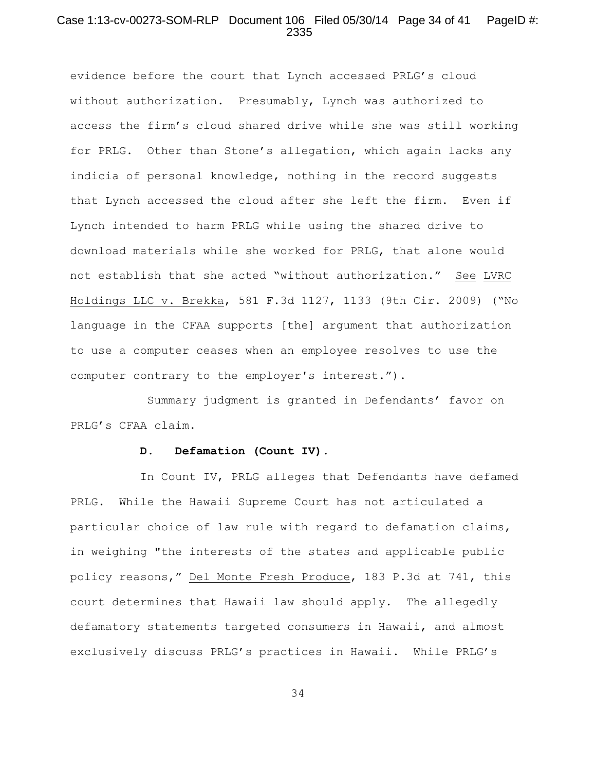evidence before the court that Lynch accessed PRLG's cloud without authorization. Presumably, Lynch was authorized to access the firm's cloud shared drive while she was still working for PRLG. Other than Stone's allegation, which again lacks any indicia of personal knowledge, nothing in the record suggests that Lynch accessed the cloud after she left the firm. Even if Lynch intended to harm PRLG while using the shared drive to download materials while she worked for PRLG, that alone would not establish that she acted "without authorization." See LVRC Holdings LLC v. Brekka, 581 F.3d 1127, 1133 (9th Cir. 2009) ("No language in the CFAA supports [the] argument that authorization to use a computer ceases when an employee resolves to use the computer contrary to the employer's interest.").

Summary judgment is granted in Defendants' favor on PRLG's CFAA claim.

**D. Defamation (Count IV).**

In Count IV, PRLG alleges that Defendants have defamed PRLG. While the Hawaii Supreme Court has not articulated a particular choice of law rule with regard to defamation claims, in weighing "the interests of the states and applicable public policy reasons," Del Monte Fresh Produce, 183 P.3d at 741, this court determines that Hawaii law should apply. The allegedly defamatory statements targeted consumers in Hawaii, and almost exclusively discuss PRLG's practices in Hawaii. While PRLG's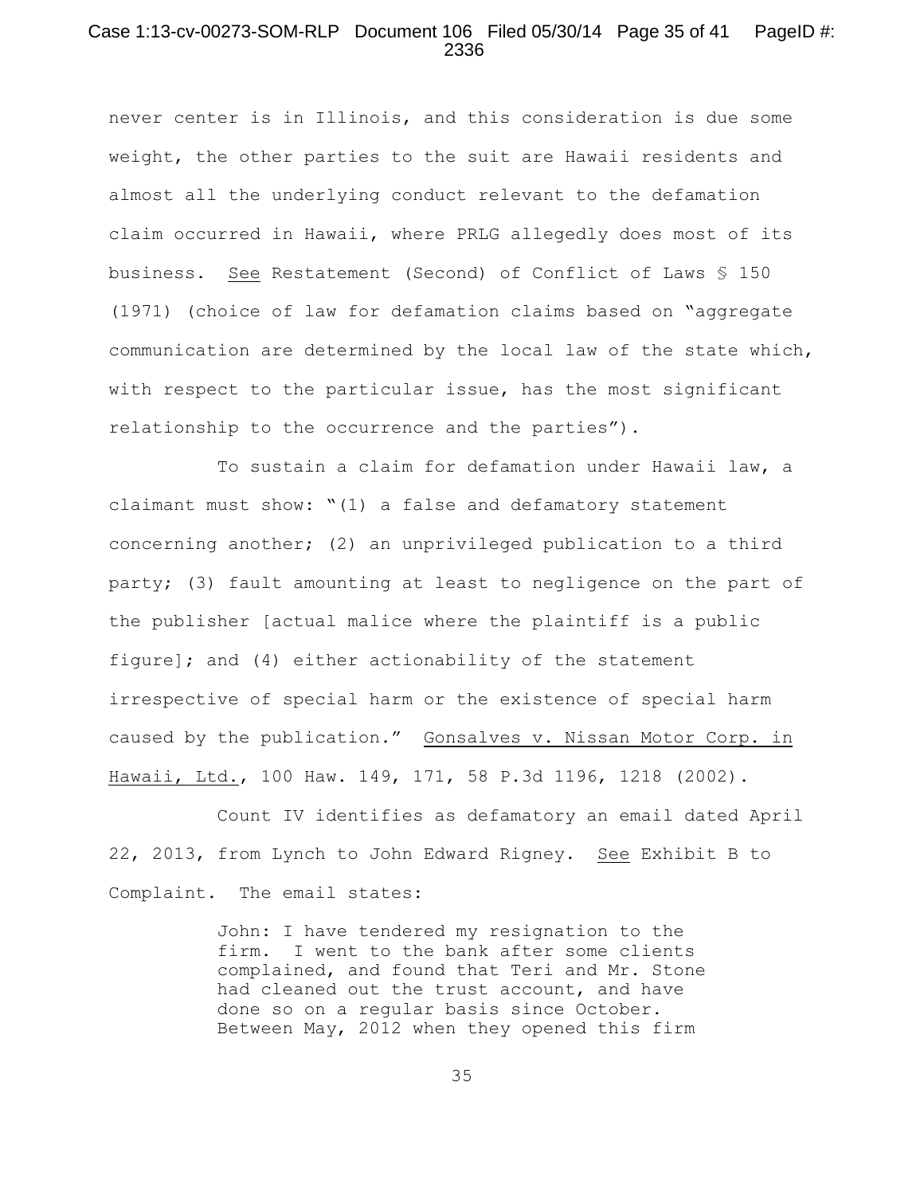never center is in Illinois, and this consideration is due some weight, the other parties to the suit are Hawaii residents and almost all the underlying conduct relevant to the defamation claim occurred in Hawaii, where PRLG allegedly does most of its business. See Restatement (Second) of Conflict of Laws § 150 (1971) (choice of law for defamation claims based on "aggregate communication are determined by the local law of the state which, with respect to the particular issue, has the most significant relationship to the occurrence and the parties").

To sustain a claim for defamation under Hawaii law, a claimant must show: "(1) a false and defamatory statement concerning another; (2) an unprivileged publication to a third party; (3) fault amounting at least to negligence on the part of the publisher [actual malice where the plaintiff is a public figure]; and (4) either actionability of the statement irrespective of special harm or the existence of special harm caused by the publication." Gonsalves v. Nissan Motor Corp. in Hawaii, Ltd., 100 Haw. 149, 171, 58 P.3d 1196, 1218 (2002).

Count IV identifies as defamatory an email dated April 22, 2013, from Lynch to John Edward Rigney. See Exhibit B to Complaint. The email states:

> John: I have tendered my resignation to the firm. I went to the bank after some clients complained, and found that Teri and Mr. Stone had cleaned out the trust account, and have done so on a regular basis since October. Between May, 2012 when they opened this firm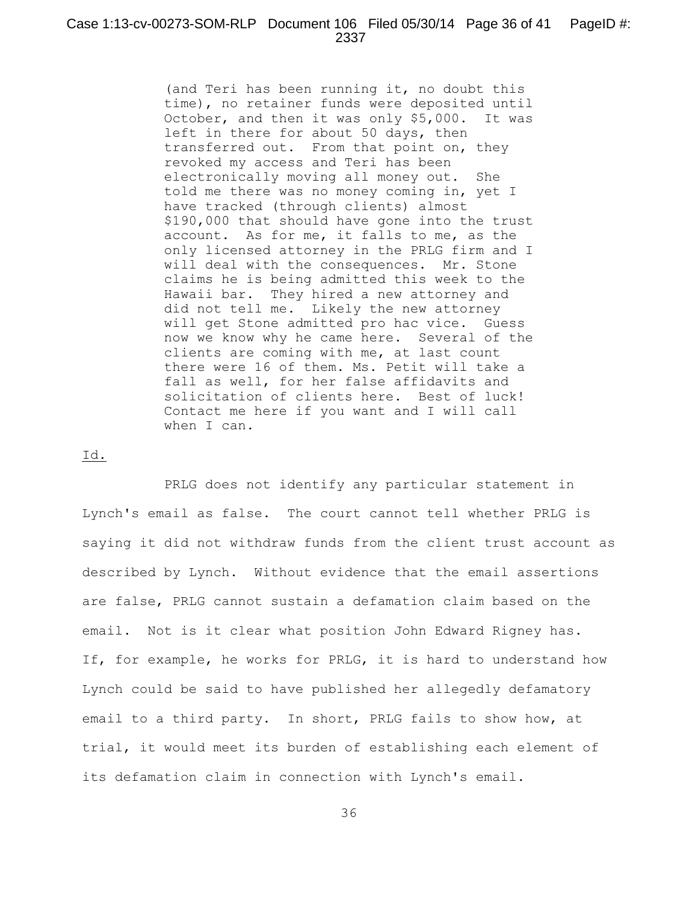> (and Teri has been running it, no doubt this time), no retainer funds were deposited until October, and then it was only $5,000. It was left in there for about 50 days, then transferred out. From that point on, they revoked my access and Teri has been electronically moving all money out. She told me there was no money coming in, yet I have tracked (through clients) almost $190,000 that should have gone into the trust account. As for me, it falls to me, as the only licensed attorney in the PRLG firm and I will deal with the consequences. Mr. Stone claims he is being admitted this week to the Hawaii bar. They hired a new attorney and did not tell me. Likely the new attorney will get Stone admitted pro hac vice. Guess now we know why he came here. Several of the clients are coming with me, at last count there were 16 of them. Ms. Petit will take a fall as well, for her false affidavits and solicitation of clients here. Best of luck! Contact me here if you want and I will call when I can.

Id.

PRLG does not identify any particular statement in Lynch's email as false. The court cannot tell whether PRLG is saying it did not withdraw funds from the client trust account as described by Lynch. Without evidence that the email assertions are false, PRLG cannot sustain a defamation claim based on the email. Not is it clear what position John Edward Rigney has. If, for example, he works for PRLG, it is hard to understand how Lynch could be said to have published her allegedly defamatory email to a third party. In short, PRLG fails to show how, at trial, it would meet its burden of establishing each element of its defamation claim in connection with Lynch's email.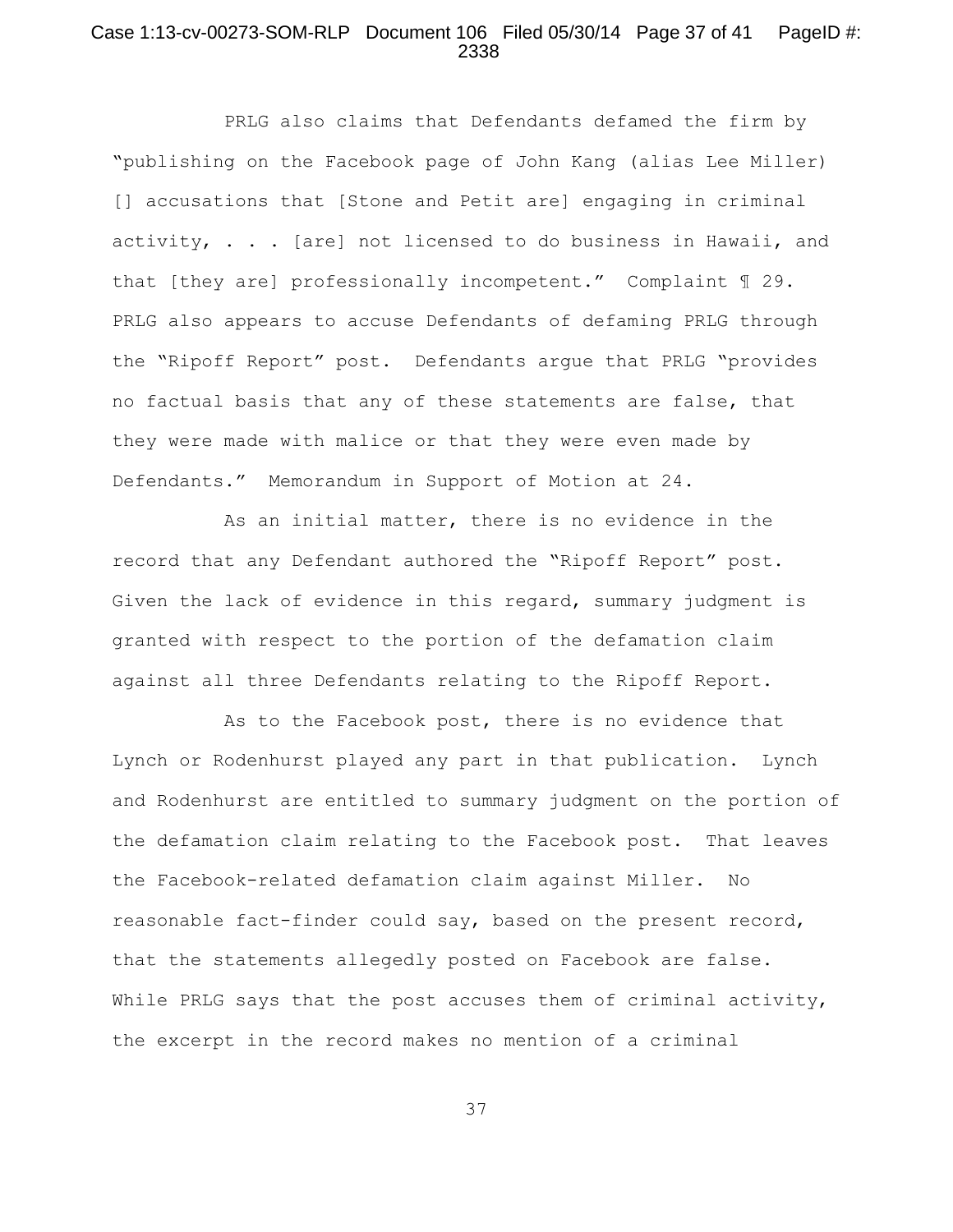PRLG also claims that Defendants defamed the firm by "publishing on the Facebook page of John Kang (alias Lee Miller) [] accusations that [Stone and Petit are] engaging in criminal activity, . . . [are] not licensed to do business in Hawaii, and that [they are] professionally incompetent." Complaint ¶ 29. PRLG also appears to accuse Defendants of defaming PRLG through the "Ripoff Report" post. Defendants argue that PRLG "provides no factual basis that any of these statements are false, that they were made with malice or that they were even made by Defendants." Memorandum in Support of Motion at 24.

As an initial matter, there is no evidence in the record that any Defendant authored the "Ripoff Report" post. Given the lack of evidence in this regard, summary judgment is granted with respect to the portion of the defamation claim against all three Defendants relating to the Ripoff Report.

As to the Facebook post, there is no evidence that Lynch or Rodenhurst played any part in that publication. Lynch and Rodenhurst are entitled to summary judgment on the portion of the defamation claim relating to the Facebook post. That leaves the Facebook-related defamation claim against Miller. No reasonable fact-finder could say, based on the present record, that the statements allegedly posted on Facebook are false. While PRLG says that the post accuses them of criminal activity, the excerpt in the record makes no mention of a criminal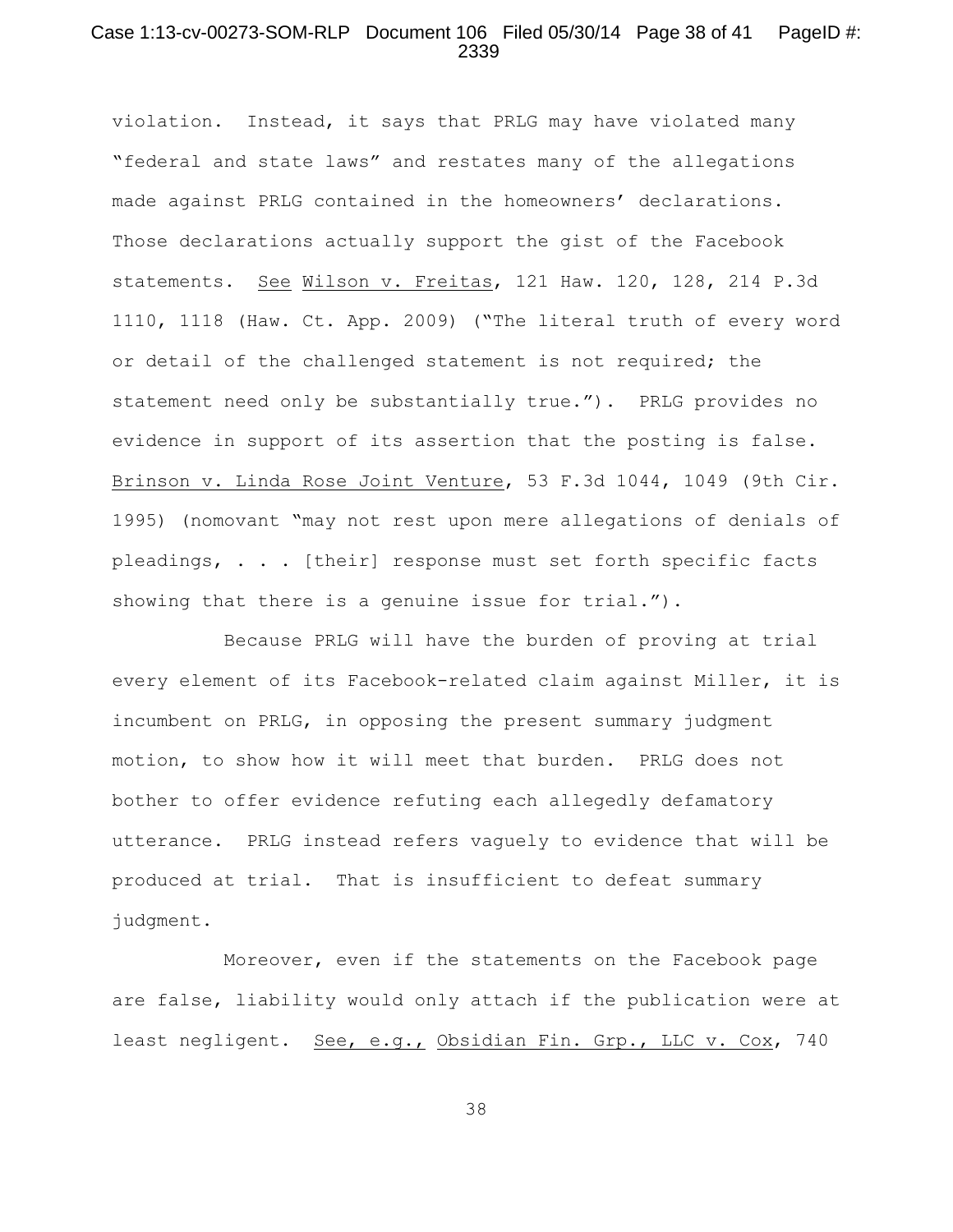violation. Instead, it says that PRLG may have violated many "federal and state laws" and restates many of the allegations made against PRLG contained in the homeowners' declarations. Those declarations actually support the gist of the Facebook statements. See Wilson v. Freitas, 121 Haw. 120, 128, 214 P.3d 1110, 1118 (Haw. Ct. App. 2009) ("The literal truth of every word or detail of the challenged statement is not required; the statement need only be substantially true."). PRLG provides no evidence in support of its assertion that the posting is false. Brinson v. Linda Rose Joint Venture, 53 F.3d 1044, 1049 (9th Cir. 1995) (nomovant "may not rest upon mere allegations of denials of pleadings, . . . [their] response must set forth specific facts showing that there is a genuine issue for trial.").

Because PRLG will have the burden of proving at trial every element of its Facebook-related claim against Miller, it is incumbent on PRLG, in opposing the present summary judgment motion, to show how it will meet that burden. PRLG does not bother to offer evidence refuting each allegedly defamatory utterance. PRLG instead refers vaguely to evidence that will be produced at trial. That is insufficient to defeat summary judgment.

Moreover, even if the statements on the Facebook page are false, liability would only attach if the publication were at least negligent. See, e.g., Obsidian Fin. Grp., LLC v. Cox, 740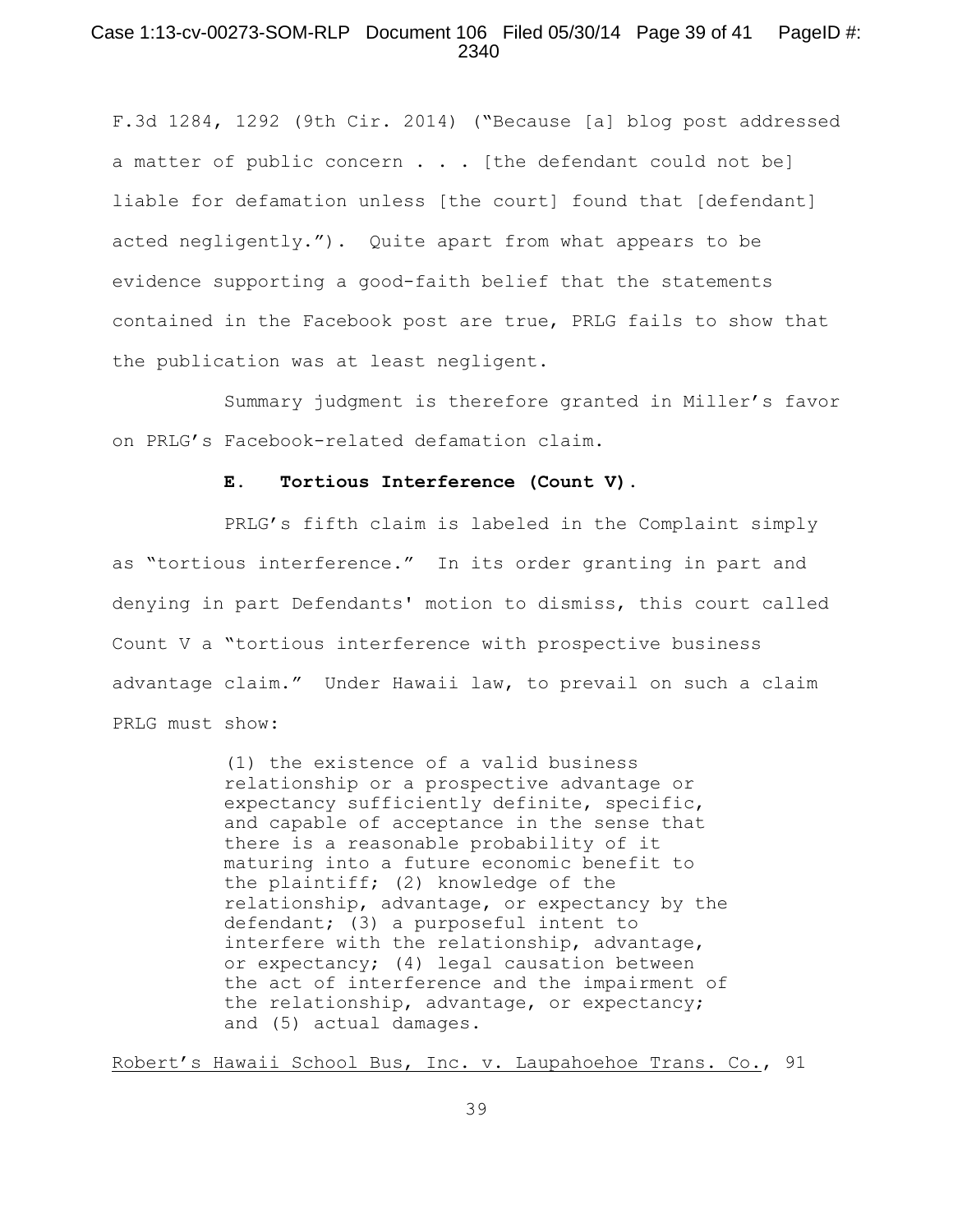F.3d 1284, 1292 (9th Cir. 2014) ("Because [a] blog post addressed a matter of public concern . . . [the defendant could not be] liable for defamation unless [the court] found that [defendant] acted negligently."). Quite apart from what appears to be evidence supporting a good-faith belief that the statements contained in the Facebook post are true, PRLG fails to show that the publication was at least negligent.

Summary judgment is therefore granted in Miller's favor on PRLG's Facebook-related defamation claim.

### **E. Tortious Interference (Count V).**

PRLG's fifth claim is labeled in the Complaint simply as "tortious interference." In its order granting in part and denying in part Defendants' motion to dismiss, this court called Count V a "tortious interference with prospective business advantage claim." Under Hawaii law, to prevail on such a claim PRLG must show:

> (1) the existence of a valid business relationship or a prospective advantage or expectancy sufficiently definite, specific, and capable of acceptance in the sense that there is a reasonable probability of it maturing into a future economic benefit to the plaintiff; (2) knowledge of the relationship, advantage, or expectancy by the defendant; (3) a purposeful intent to interfere with the relationship, advantage, or expectancy; (4) legal causation between the act of interference and the impairment of the relationship, advantage, or expectancy; and (5) actual damages.

<u>Robert's Hawaii School Bus, Inc. v. Laupahoehoe Trans. Co.</u>, 91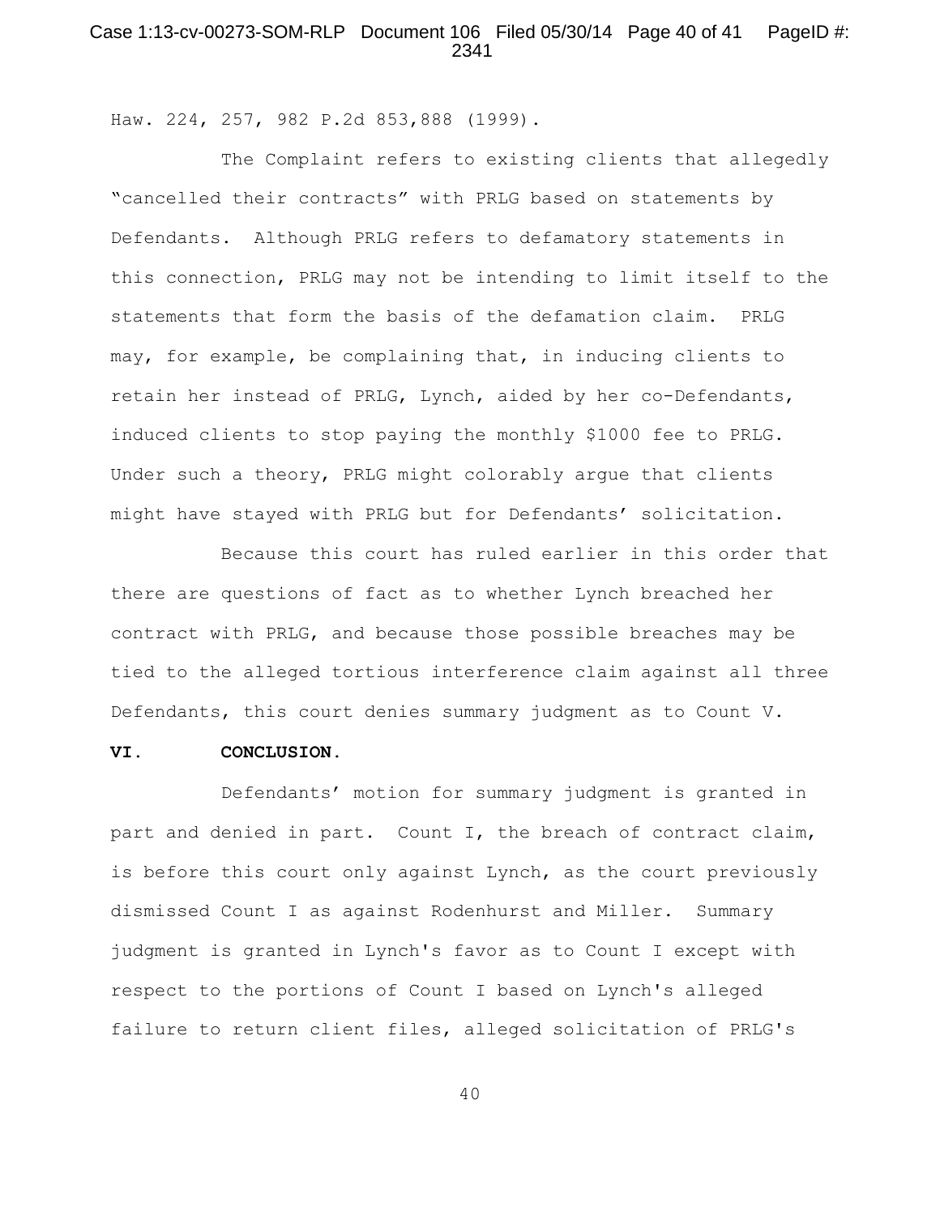Haw. 224, 257, 982 P.2d 853,888 (1999).

The Complaint refers to existing clients that allegedly "cancelled their contracts" with PRLG based on statements by Defendants. Although PRLG refers to defamatory statements in this connection, PRLG may not be intending to limit itself to the statements that form the basis of the defamation claim. PRLG may, for example, be complaining that, in inducing clients to retain her instead of PRLG, Lynch, aided by her co-Defendants, induced clients to stop paying the monthly $1000 fee to PRLG. Under such a theory, PRLG might colorably argue that clients might have stayed with PRLG but for Defendants' solicitation.

Because this court has ruled earlier in this order that there are questions of fact as to whether Lynch breached her contract with PRLG, and because those possible breaches may be tied to the alleged tortious interference claim against all three Defendants, this court denies summary judgment as to Count V.

## VI. CONCLUSION.

Defendants' motion for summary judgment is granted in part and denied in part. Count I, the breach of contract claim, is before this court only against Lynch, as the court previously dismissed Count I as against Rodenhurst and Miller. Summary judgment is granted in Lynch's favor as to Count I except with respect to the portions of Count I based on Lynch's alleged failure to return client files, alleged solicitation of PRLG's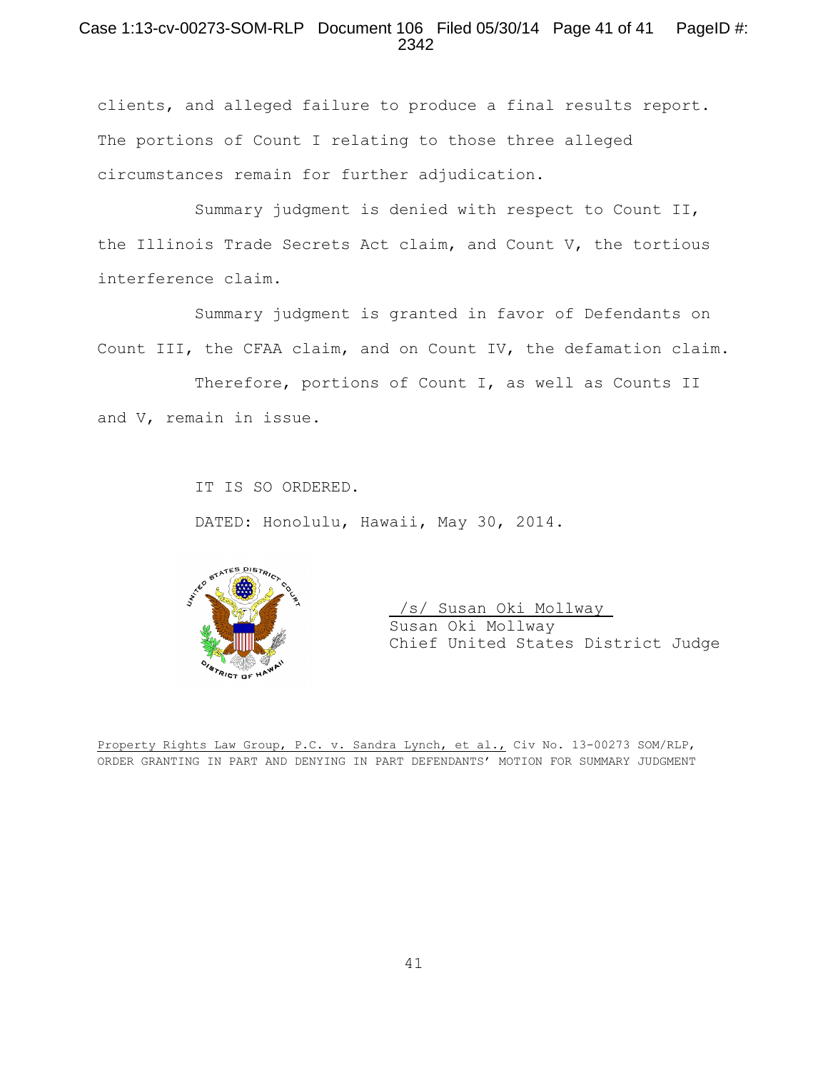clients, and alleged failure to produce a final results report. The portions of Count I relating to those three alleged circumstances remain for further adjudication.

Summary judgment is denied with respect to Count II, the Illinois Trade Secrets Act claim, and Count V, the tortious interference claim.

Summary judgment is granted in favor of Defendants on Count III, the CFAA claim, and on Count IV, the defamation claim.

Therefore, portions of Count I, as well as Counts II and V, remain in issue.

IT IS SO ORDERED.

DATED: Honolulu, Hawaii, May 30, 2014.

/s/ Susan Oki Mollway

Susan Oki Mollway
Chief United States District Judge

Property Rights Law Group, P.C. v. Sandra Lynch, et al., Civ No. 13-00273 SOM/RLP, ORDER GRANTING IN PART AND DENYING IN PART DEFENDANTS' MOTION FOR SUMMARY JUDGMENT